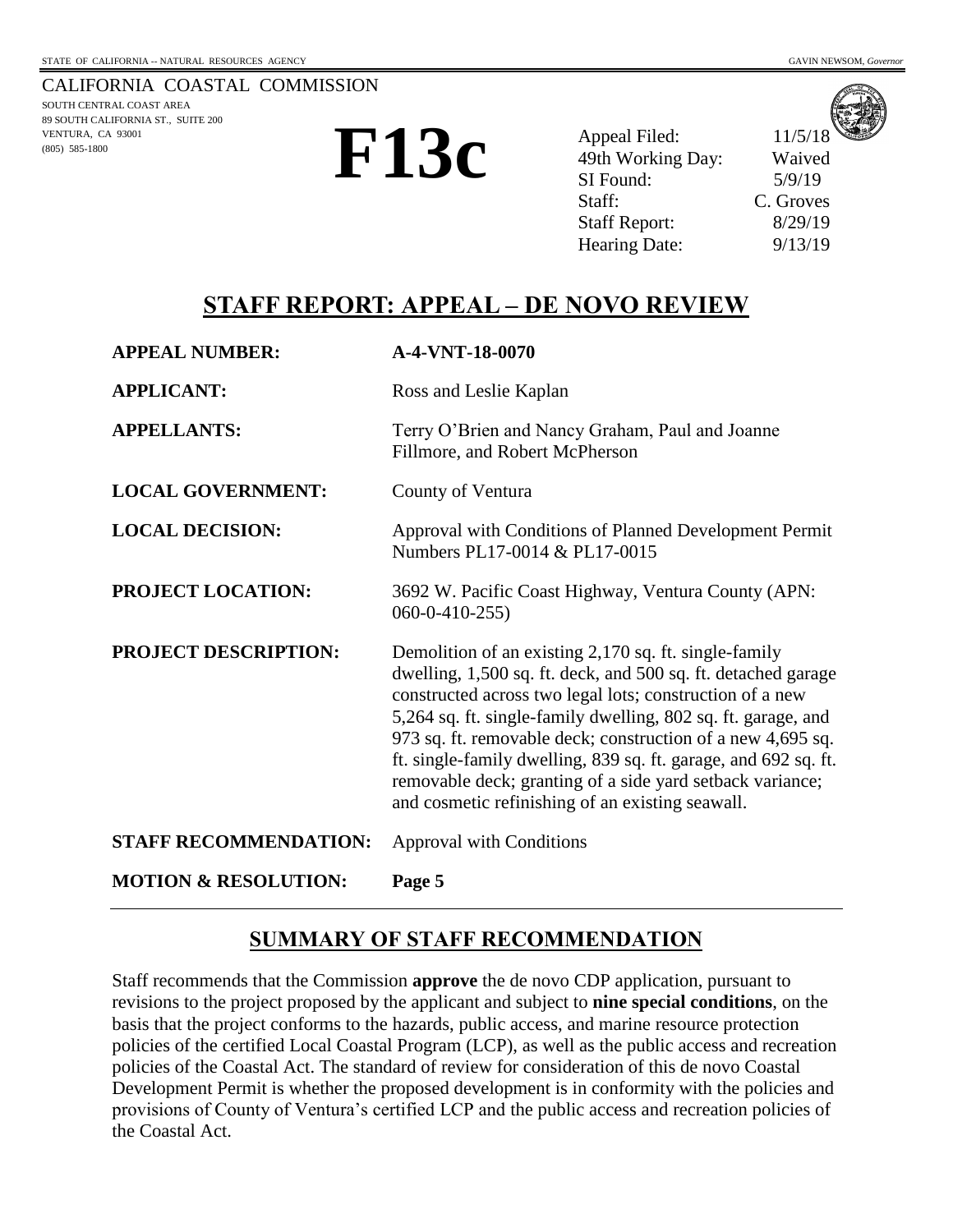STATE OF CALIFORNIA -- NATURAL RESOURCES AGENCY

GAVIN NEWSOM, *Governor*

CALIFORNIA COASTAL COMMISSION
SOUTH CENTRAL COAST AREA
89 SOUTH CALIFORNIA ST., SUITE 200
VENTURA, CA 93001
(805) 585-1800

# F13c

| | |
|---|---|
| Appeal Filed: | 11/5/18 |
| 49th Working Day: | Waived |
| SI Found: | 5/9/19 |
| Staff: | C. Groves |
| Staff Report: | 8/29/19 |
| Hearing Date: | 9/13/19 |

## STAFF REPORT: APPEAL – DE NOVO REVIEW

**APPEAL NUMBER:** **A-4-VNT-18-0070**

**APPLICANT:** Ross and Leslie Kaplan

**APPELLANTS:** Terry O'Brien and Nancy Graham, Paul and Joanne Fillmore, and Robert McPherson

**LOCAL GOVERNMENT:** County of Ventura

**LOCAL DECISION:** Approval with Conditions of Planned Development Permit Numbers PL17-0014 & PL17-0015

**PROJECT LOCATION:** 3692 W. Pacific Coast Highway, Ventura County (APN: 060-0-410-255)

**PROJECT DESCRIPTION:** Demolition of an existing 2,170 sq. ft. single-family dwelling, 1,500 sq. ft. deck, and 500 sq. ft. detached garage constructed across two legal lots; construction of a new 5,264 sq. ft. single-family dwelling, 802 sq. ft. garage, and 973 sq. ft. removable deck; construction of a new 4,695 sq. ft. single-family dwelling, 839 sq. ft. garage, and 692 sq. ft. removable deck; granting of a side yard setback variance; and cosmetic refinishing of an existing seawall.

**STAFF RECOMMENDATION:** Approval with Conditions

**MOTION & RESOLUTION:** **Page 5**

## SUMMARY OF STAFF RECOMMENDATION

Staff recommends that the Commission **approve** the de novo CDP application, pursuant to revisions to the project proposed by the applicant and subject to **nine special conditions**, on the basis that the project conforms to the hazards, public access, and marine resource protection policies of the certified Local Coastal Program (LCP), as well as the public access and recreation policies of the Coastal Act. The standard of review for consideration of this de novo Coastal Development Permit is whether the proposed development is in conformity with the policies and provisions of County of Ventura's certified LCP and the public access and recreation policies of the Coastal Act.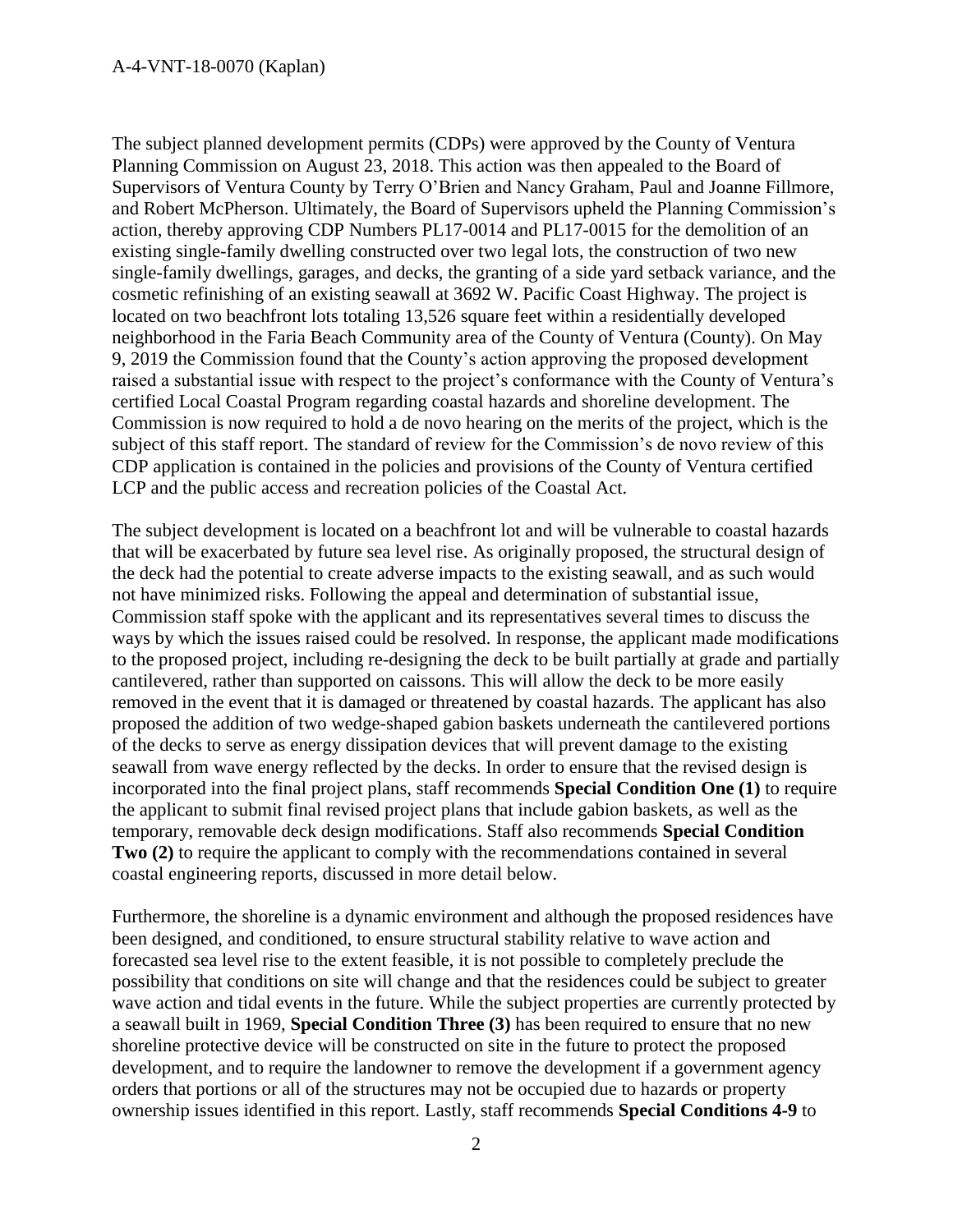The subject planned development permits (CDPs) were approved by the County of Ventura Planning Commission on August 23, 2018. This action was then appealed to the Board of Supervisors of Ventura County by Terry O'Brien and Nancy Graham, Paul and Joanne Fillmore, and Robert McPherson. Ultimately, the Board of Supervisors upheld the Planning Commission's action, thereby approving CDP Numbers PL17-0014 and PL17-0015 for the demolition of an existing single-family dwelling constructed over two legal lots, the construction of two new single-family dwellings, garages, and decks, the granting of a side yard setback variance, and the cosmetic refinishing of an existing seawall at 3692 W. Pacific Coast Highway. The project is located on two beachfront lots totaling 13,526 square feet within a residentially developed neighborhood in the Faria Beach Community area of the County of Ventura (County). On May 9, 2019 the Commission found that the County's action approving the proposed development raised a substantial issue with respect to the project's conformance with the County of Ventura's certified Local Coastal Program regarding coastal hazards and shoreline development. The Commission is now required to hold a de novo hearing on the merits of the project, which is the subject of this staff report. The standard of review for the Commission's de novo review of this CDP application is contained in the policies and provisions of the County of Ventura certified LCP and the public access and recreation policies of the Coastal Act.

The subject development is located on a beachfront lot and will be vulnerable to coastal hazards that will be exacerbated by future sea level rise. As originally proposed, the structural design of the deck had the potential to create adverse impacts to the existing seawall, and as such would not have minimized risks. Following the appeal and determination of substantial issue, Commission staff spoke with the applicant and its representatives several times to discuss the ways by which the issues raised could be resolved. In response, the applicant made modifications to the proposed project, including re-designing the deck to be built partially at grade and partially cantilevered, rather than supported on caissons. This will allow the deck to be more easily removed in the event that it is damaged or threatened by coastal hazards. The applicant has also proposed the addition of two wedge-shaped gabion baskets underneath the cantilevered portions of the decks to serve as energy dissipation devices that will prevent damage to the existing seawall from wave energy reflected by the decks. In order to ensure that the revised design is incorporated into the final project plans, staff recommends **Special Condition One (1)** to require the applicant to submit final revised project plans that include gabion baskets, as well as the temporary, removable deck design modifications. Staff also recommends **Special Condition Two (2)** to require the applicant to comply with the recommendations contained in several coastal engineering reports, discussed in more detail below.

Furthermore, the shoreline is a dynamic environment and although the proposed residences have been designed, and conditioned, to ensure structural stability relative to wave action and forecasted sea level rise to the extent feasible, it is not possible to completely preclude the possibility that conditions on site will change and that the residences could be subject to greater wave action and tidal events in the future. While the subject properties are currently protected by a seawall built in 1969, **Special Condition Three (3)** has been required to ensure that no new shoreline protective device will be constructed on site in the future to protect the proposed development, and to require the landowner to remove the development if a government agency orders that portions or all of the structures may not be occupied due to hazards or property ownership issues identified in this report. Lastly, staff recommends **Special Conditions 4-9** to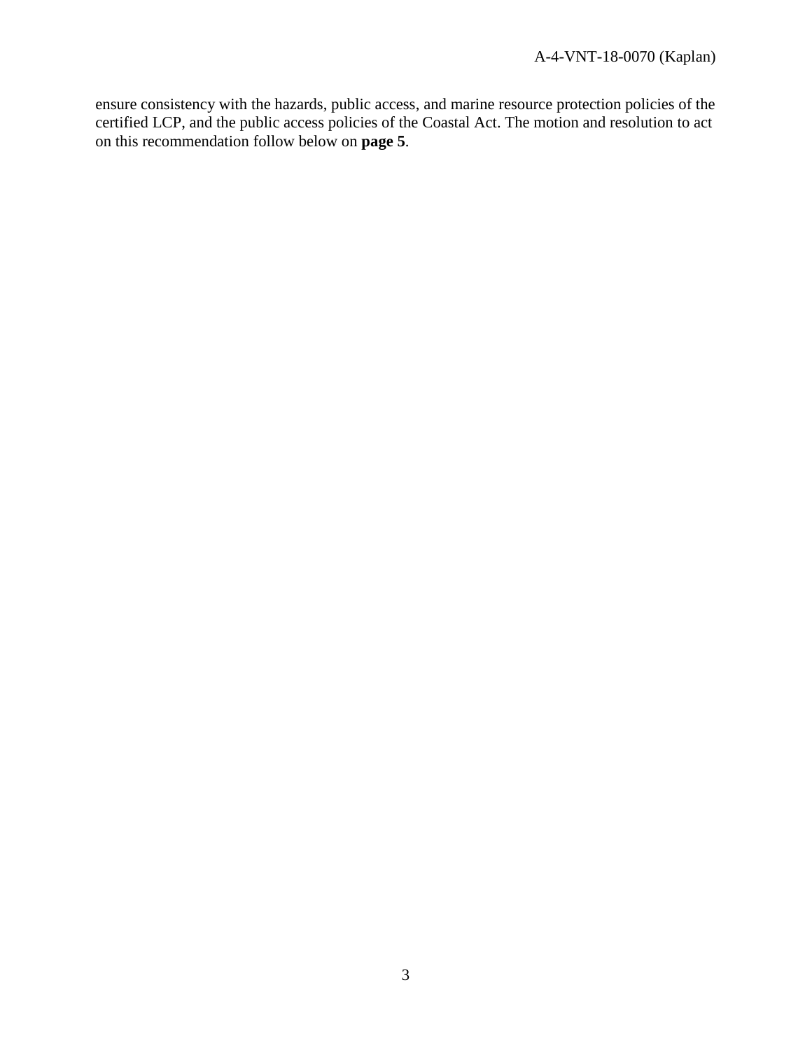ensure consistency with the hazards, public access, and marine resource protection policies of the certified LCP, and the public access policies of the Coastal Act. The motion and resolution to act on this recommendation follow below on **page 5**.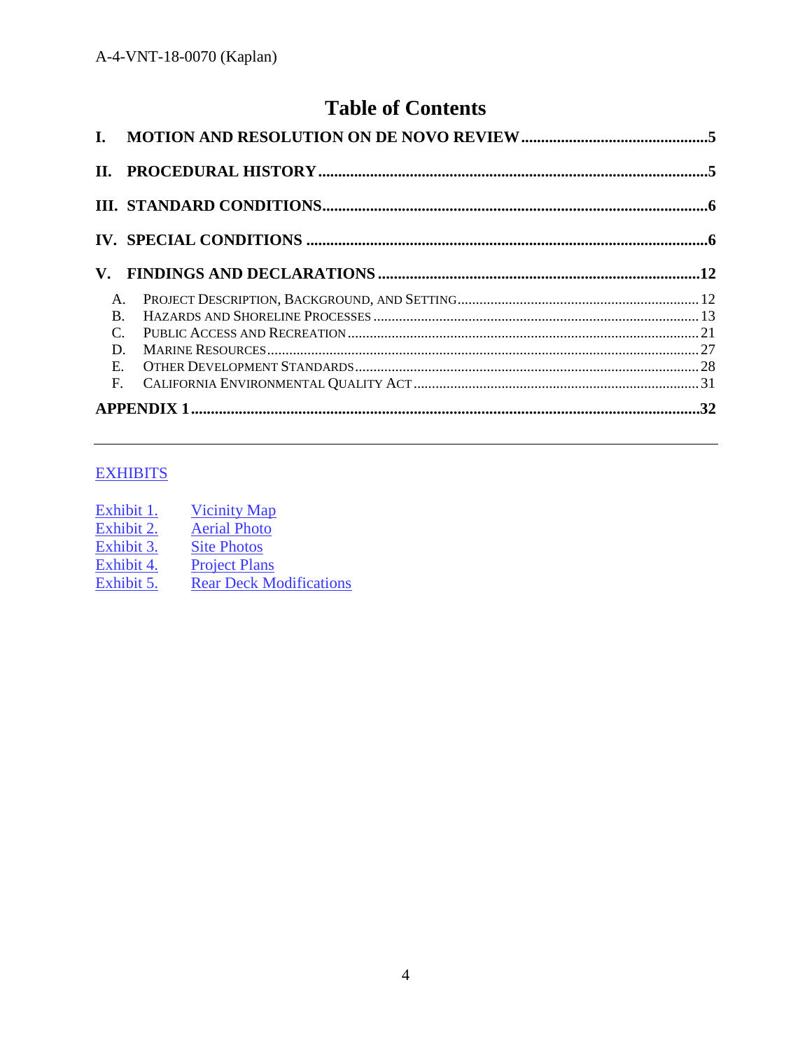# Table of Contents

**I. MOTION AND RESOLUTION ON DE NOVO REVIEW .............................................. 5**

**II. PROCEDURAL HISTORY ........................................................................................ 5**

**III. STANDARD CONDITIONS ....................................................................................... 6**

**IV. SPECIAL CONDITIONS ........................................................................................... 6**

**V. FINDINGS AND DECLARATIONS ........................................................................ 12**

- A. PROJECT DESCRIPTION, BACKGROUND, AND SETTING ........................................ 12
- B. HAZARDS AND SHORELINE PROCESSES ................................................................ 13
- C. PUBLIC ACCESS AND RECREATION ....................................................................... 21
- D. MARINE RESOURCES ............................................................................................... 27
- E. OTHER DEVELOPMENT STANDARDS ....................................................................... 28
- F. CALIFORNIA ENVIRONMENTAL QUALITY ACT .......................................................... 31

**APPENDIX 1 ................................................................................................................. 32**

---

EXHIBITS

| | |
|---|---|
| Exhibit 1. | Vicinity Map |
| Exhibit 2. | Aerial Photo |
| Exhibit 3. | Site Photos |
| Exhibit 4. | Project Plans |
| Exhibit 5. | Rear Deck Modifications |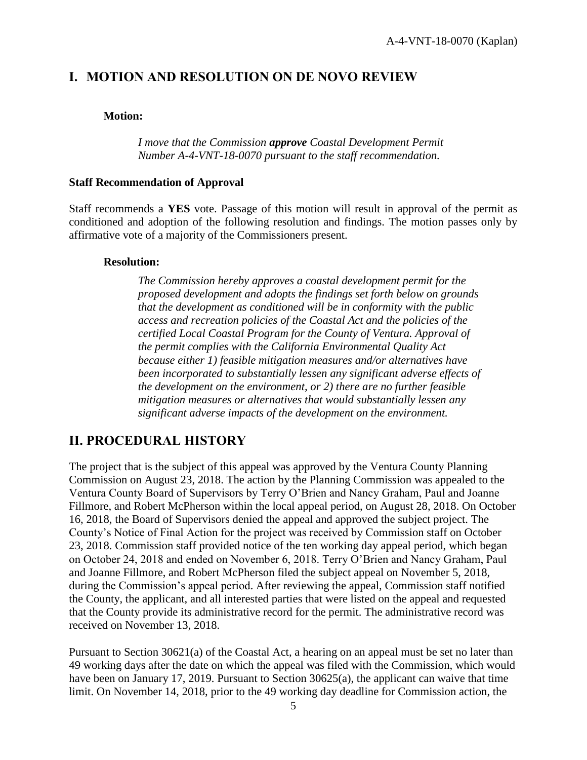## I. MOTION AND RESOLUTION ON DE NOVO REVIEW

**Motion:**

*I move that the Commission **approve** Coastal Development Permit Number A-4-VNT-18-0070 pursuant to the staff recommendation.*

**Staff Recommendation of Approval**

Staff recommends a **YES** vote. Passage of this motion will result in approval of the permit as conditioned and adoption of the following resolution and findings. The motion passes only by affirmative vote of a majority of the Commissioners present.

**Resolution:**

*The Commission hereby approves a coastal development permit for the proposed development and adopts the findings set forth below on grounds that the development as conditioned will be in conformity with the public access and recreation policies of the Coastal Act and the policies of the certified Local Coastal Program for the County of Ventura. Approval of the permit complies with the California Environmental Quality Act because either 1) feasible mitigation measures and/or alternatives have been incorporated to substantially lessen any significant adverse effects of the development on the environment, or 2) there are no further feasible mitigation measures or alternatives that would substantially lessen any significant adverse impacts of the development on the environment.*

## II. PROCEDURAL HISTORY

The project that is the subject of this appeal was approved by the Ventura County Planning Commission on August 23, 2018. The action by the Planning Commission was appealed to the Ventura County Board of Supervisors by Terry O'Brien and Nancy Graham, Paul and Joanne Fillmore, and Robert McPherson within the local appeal period, on August 28, 2018. On October 16, 2018, the Board of Supervisors denied the appeal and approved the subject project. The County's Notice of Final Action for the project was received by Commission staff on October 23, 2018. Commission staff provided notice of the ten working day appeal period, which began on October 24, 2018 and ended on November 6, 2018. Terry O'Brien and Nancy Graham, Paul and Joanne Fillmore, and Robert McPherson filed the subject appeal on November 5, 2018, during the Commission's appeal period. After reviewing the appeal, Commission staff notified the County, the applicant, and all interested parties that were listed on the appeal and requested that the County provide its administrative record for the permit. The administrative record was received on November 13, 2018.

Pursuant to Section 30621(a) of the Coastal Act, a hearing on an appeal must be set no later than 49 working days after the date on which the appeal was filed with the Commission, which would have been on January 17, 2019. Pursuant to Section 30625(a), the applicant can waive that time limit. On November 14, 2018, prior to the 49 working day deadline for Commission action, the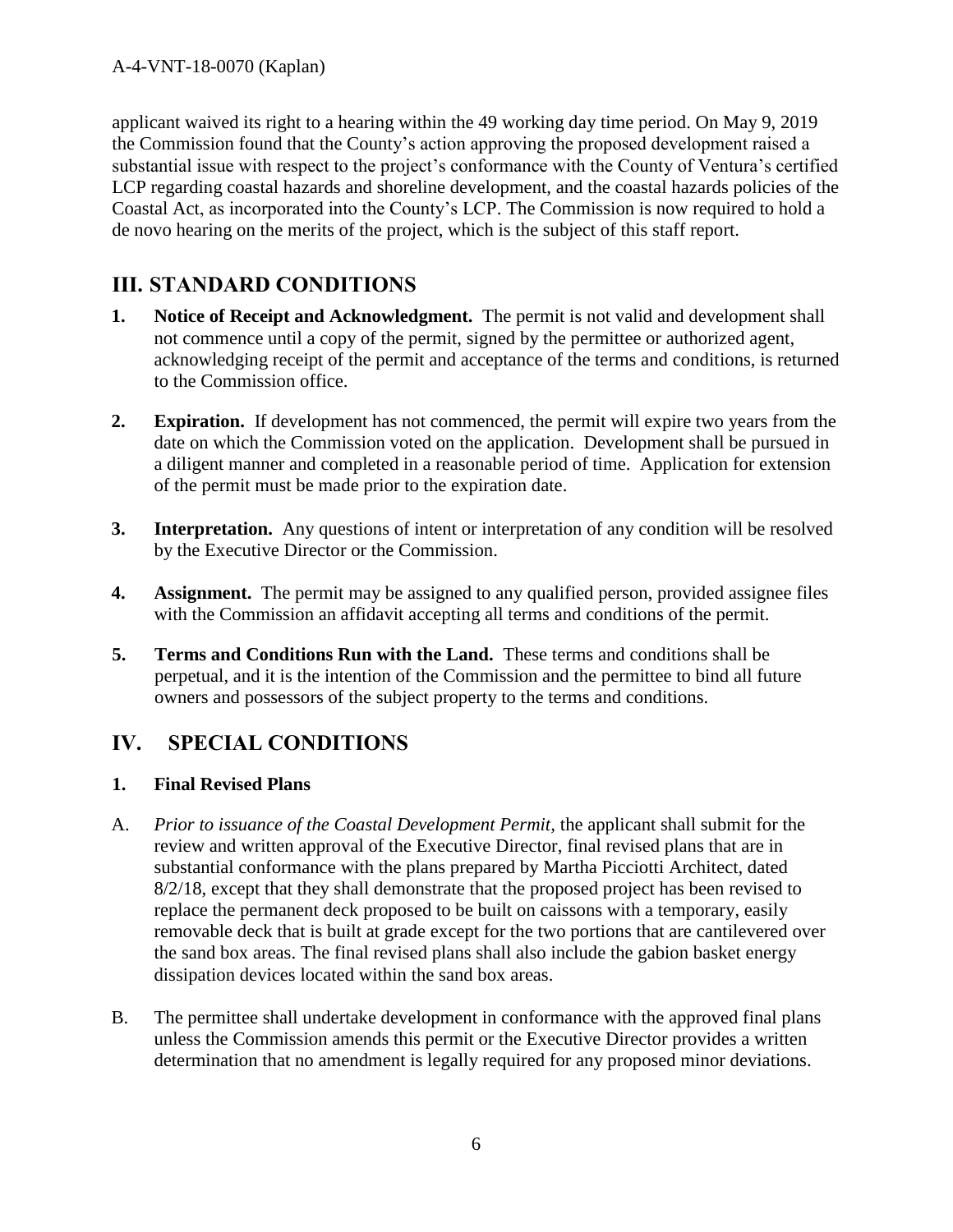applicant waived its right to a hearing within the 49 working day time period. On May 9, 2019 the Commission found that the County's action approving the proposed development raised a substantial issue with respect to the project's conformance with the County of Ventura's certified LCP regarding coastal hazards and shoreline development, and the coastal hazards policies of the Coastal Act, as incorporated into the County's LCP. The Commission is now required to hold a de novo hearing on the merits of the project, which is the subject of this staff report.

## III. STANDARD CONDITIONS

1. **Notice of Receipt and Acknowledgment.** The permit is not valid and development shall not commence until a copy of the permit, signed by the permittee or authorized agent, acknowledging receipt of the permit and acceptance of the terms and conditions, is returned to the Commission office.

2. **Expiration.** If development has not commenced, the permit will expire two years from the date on which the Commission voted on the application. Development shall be pursued in a diligent manner and completed in a reasonable period of time. Application for extension of the permit must be made prior to the expiration date.

3. **Interpretation.** Any questions of intent or interpretation of any condition will be resolved by the Executive Director or the Commission.

4. **Assignment.** The permit may be assigned to any qualified person, provided assignee files with the Commission an affidavit accepting all terms and conditions of the permit.

5. **Terms and Conditions Run with the Land.** These terms and conditions shall be perpetual, and it is the intention of the Commission and the permittee to bind all future owners and possessors of the subject property to the terms and conditions.

## IV. SPECIAL CONDITIONS

### 1. Final Revised Plans

A. *Prior to issuance of the Coastal Development Permit,* the applicant shall submit for the review and written approval of the Executive Director, final revised plans that are in substantial conformance with the plans prepared by Martha Picciotti Architect, dated 8/2/18, except that they shall demonstrate that the proposed project has been revised to replace the permanent deck proposed to be built on caissons with a temporary, easily removable deck that is built at grade except for the two portions that are cantilevered over the sand box areas. The final revised plans shall also include the gabion basket energy dissipation devices located within the sand box areas.

B. The permittee shall undertake development in conformance with the approved final plans unless the Commission amends this permit or the Executive Director provides a written determination that no amendment is legally required for any proposed minor deviations.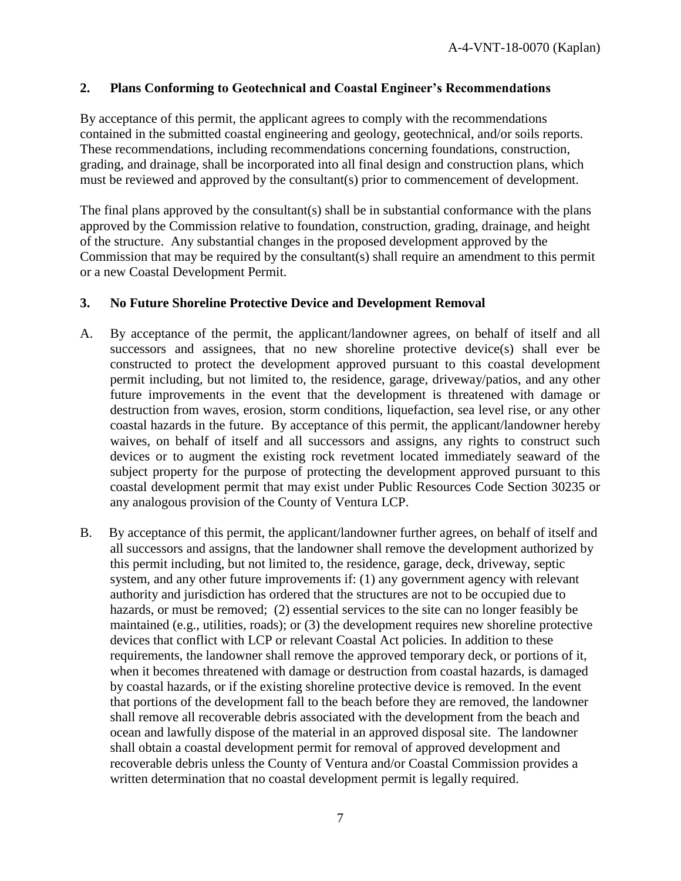### 2. Plans Conforming to Geotechnical and Coastal Engineer's Recommendations

By acceptance of this permit, the applicant agrees to comply with the recommendations contained in the submitted coastal engineering and geology, geotechnical, and/or soils reports. These recommendations, including recommendations concerning foundations, construction, grading, and drainage, shall be incorporated into all final design and construction plans, which must be reviewed and approved by the consultant(s) prior to commencement of development.

The final plans approved by the consultant(s) shall be in substantial conformance with the plans approved by the Commission relative to foundation, construction, grading, drainage, and height of the structure. Any substantial changes in the proposed development approved by the Commission that may be required by the consultant(s) shall require an amendment to this permit or a new Coastal Development Permit.

### 3. No Future Shoreline Protective Device and Development Removal

A. By acceptance of the permit, the applicant/landowner agrees, on behalf of itself and all successors and assignees, that no new shoreline protective device(s) shall ever be constructed to protect the development approved pursuant to this coastal development permit including, but not limited to, the residence, garage, driveway/patios, and any other future improvements in the event that the development is threatened with damage or destruction from waves, erosion, storm conditions, liquefaction, sea level rise, or any other coastal hazards in the future. By acceptance of this permit, the applicant/landowner hereby waives, on behalf of itself and all successors and assigns, any rights to construct such devices or to augment the existing rock revetment located immediately seaward of the subject property for the purpose of protecting the development approved pursuant to this coastal development permit that may exist under Public Resources Code Section 30235 or any analogous provision of the County of Ventura LCP.

B. By acceptance of this permit, the applicant/landowner further agrees, on behalf of itself and all successors and assigns, that the landowner shall remove the development authorized by this permit including, but not limited to, the residence, garage, deck, driveway, septic system, and any other future improvements if: (1) any government agency with relevant authority and jurisdiction has ordered that the structures are not to be occupied due to hazards, or must be removed; (2) essential services to the site can no longer feasibly be maintained (e.g., utilities, roads); or (3) the development requires new shoreline protective devices that conflict with LCP or relevant Coastal Act policies. In addition to these requirements, the landowner shall remove the approved temporary deck, or portions of it, when it becomes threatened with damage or destruction from coastal hazards, is damaged by coastal hazards, or if the existing shoreline protective device is removed. In the event that portions of the development fall to the beach before they are removed, the landowner shall remove all recoverable debris associated with the development from the beach and ocean and lawfully dispose of the material in an approved disposal site. The landowner shall obtain a coastal development permit for removal of approved development and recoverable debris unless the County of Ventura and/or Coastal Commission provides a written determination that no coastal development permit is legally required.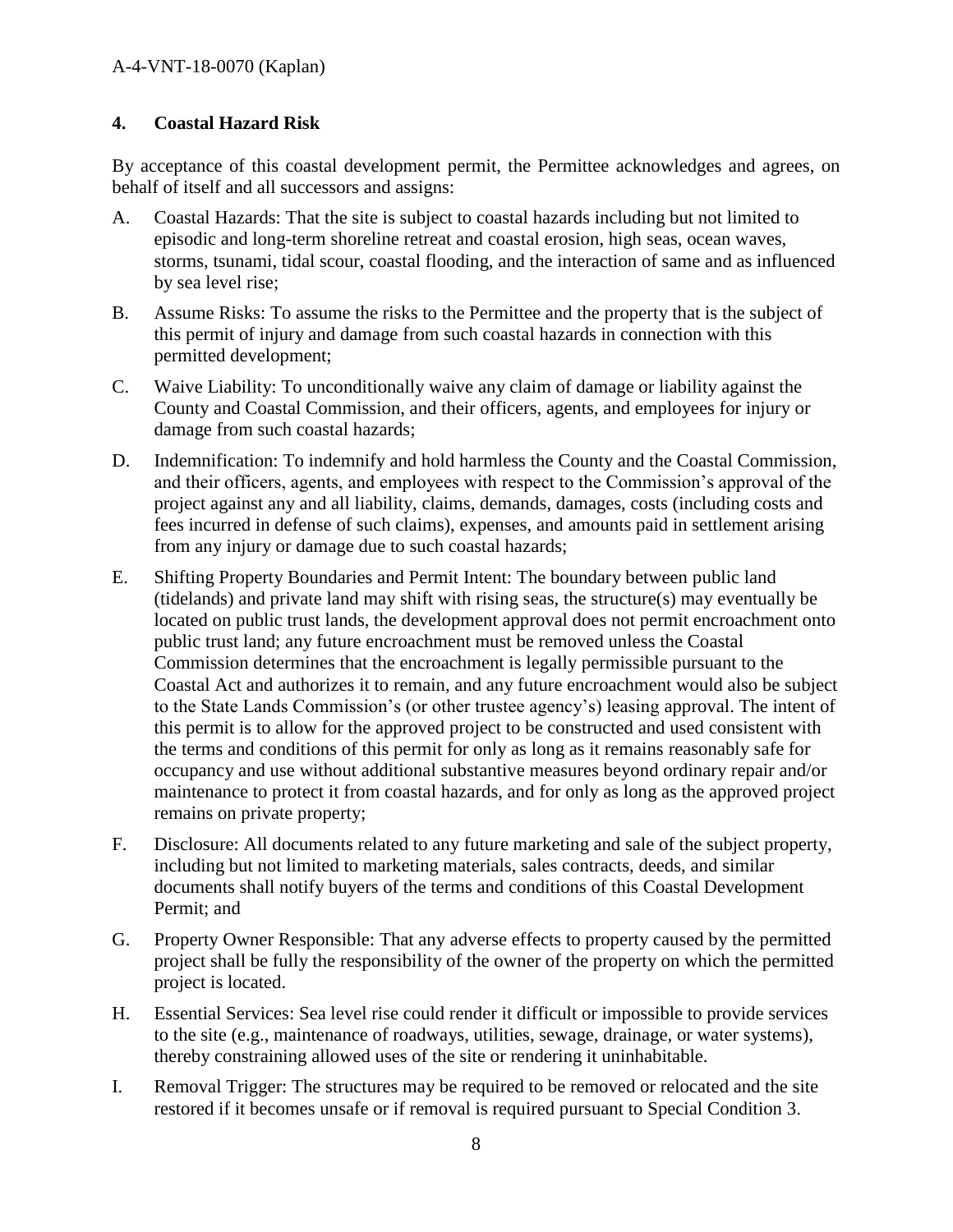### 4. Coastal Hazard Risk

By acceptance of this coastal development permit, the Permittee acknowledges and agrees, on behalf of itself and all successors and assigns:

A. Coastal Hazards: That the site is subject to coastal hazards including but not limited to episodic and long-term shoreline retreat and coastal erosion, high seas, ocean waves, storms, tsunami, tidal scour, coastal flooding, and the interaction of same and as influenced by sea level rise;

B. Assume Risks: To assume the risks to the Permittee and the property that is the subject of this permit of injury and damage from such coastal hazards in connection with this permitted development;

C. Waive Liability: To unconditionally waive any claim of damage or liability against the County and Coastal Commission, and their officers, agents, and employees for injury or damage from such coastal hazards;

D. Indemnification: To indemnify and hold harmless the County and the Coastal Commission, and their officers, agents, and employees with respect to the Commission's approval of the project against any and all liability, claims, demands, damages, costs (including costs and fees incurred in defense of such claims), expenses, and amounts paid in settlement arising from any injury or damage due to such coastal hazards;

E. Shifting Property Boundaries and Permit Intent: The boundary between public land (tidelands) and private land may shift with rising seas, the structure(s) may eventually be located on public trust lands, the development approval does not permit encroachment onto public trust land; any future encroachment must be removed unless the Coastal Commission determines that the encroachment is legally permissible pursuant to the Coastal Act and authorizes it to remain, and any future encroachment would also be subject to the State Lands Commission's (or other trustee agency's) leasing approval. The intent of this permit is to allow for the approved project to be constructed and used consistent with the terms and conditions of this permit for only as long as it remains reasonably safe for occupancy and use without additional substantive measures beyond ordinary repair and/or maintenance to protect it from coastal hazards, and for only as long as the approved project remains on private property;

F. Disclosure: All documents related to any future marketing and sale of the subject property, including but not limited to marketing materials, sales contracts, deeds, and similar documents shall notify buyers of the terms and conditions of this Coastal Development Permit; and

G. Property Owner Responsible: That any adverse effects to property caused by the permitted project shall be fully the responsibility of the owner of the property on which the permitted project is located.

H. Essential Services: Sea level rise could render it difficult or impossible to provide services to the site (e.g., maintenance of roadways, utilities, sewage, drainage, or water systems), thereby constraining allowed uses of the site or rendering it uninhabitable.

I. Removal Trigger: The structures may be required to be removed or relocated and the site restored if it becomes unsafe or if removal is required pursuant to Special Condition 3.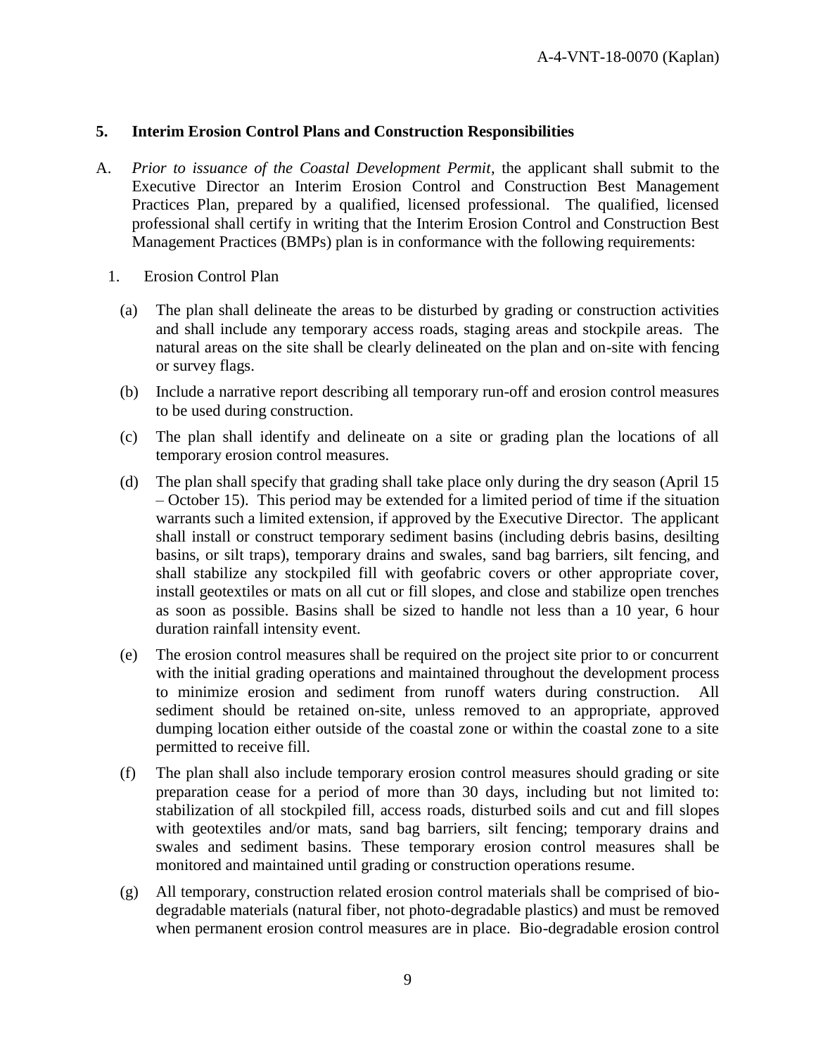## 5. Interim Erosion Control Plans and Construction Responsibilities

A. *Prior to issuance of the Coastal Development Permit*, the applicant shall submit to the Executive Director an Interim Erosion Control and Construction Best Management Practices Plan, prepared by a qualified, licensed professional. The qualified, licensed professional shall certify in writing that the Interim Erosion Control and Construction Best Management Practices (BMPs) plan is in conformance with the following requirements:

1. Erosion Control Plan

   (a) The plan shall delineate the areas to be disturbed by grading or construction activities and shall include any temporary access roads, staging areas and stockpile areas. The natural areas on the site shall be clearly delineated on the plan and on-site with fencing or survey flags.

   (b) Include a narrative report describing all temporary run-off and erosion control measures to be used during construction.

   (c) The plan shall identify and delineate on a site or grading plan the locations of all temporary erosion control measures.

   (d) The plan shall specify that grading shall take place only during the dry season (April 15 – October 15). This period may be extended for a limited period of time if the situation warrants such a limited extension, if approved by the Executive Director. The applicant shall install or construct temporary sediment basins (including debris basins, desilting basins, or silt traps), temporary drains and swales, sand bag barriers, silt fencing, and shall stabilize any stockpiled fill with geofabric covers or other appropriate cover, install geotextiles or mats on all cut or fill slopes, and close and stabilize open trenches as soon as possible. Basins shall be sized to handle not less than a 10 year, 6 hour duration rainfall intensity event.

   (e) The erosion control measures shall be required on the project site prior to or concurrent with the initial grading operations and maintained throughout the development process to minimize erosion and sediment from runoff waters during construction. All sediment should be retained on-site, unless removed to an appropriate, approved dumping location either outside of the coastal zone or within the coastal zone to a site permitted to receive fill.

   (f) The plan shall also include temporary erosion control measures should grading or site preparation cease for a period of more than 30 days, including but not limited to: stabilization of all stockpiled fill, access roads, disturbed soils and cut and fill slopes with geotextiles and/or mats, sand bag barriers, silt fencing; temporary drains and swales and sediment basins. These temporary erosion control measures shall be monitored and maintained until grading or construction operations resume.

   (g) All temporary, construction related erosion control materials shall be comprised of bio-degradable materials (natural fiber, not photo-degradable plastics) and must be removed when permanent erosion control measures are in place. Bio-degradable erosion control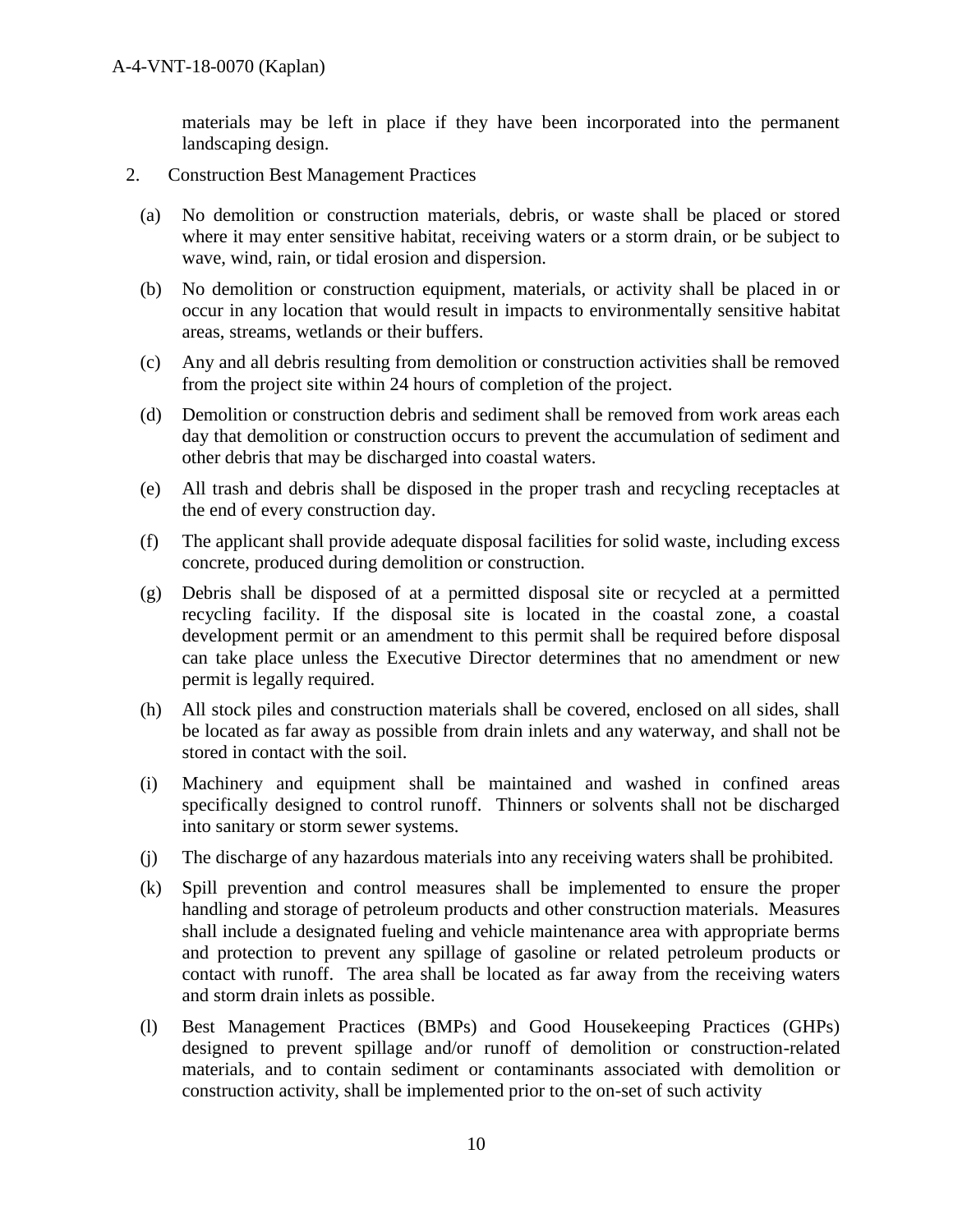materials may be left in place if they have been incorporated into the permanent landscaping design.

2. Construction Best Management Practices

(a) No demolition or construction materials, debris, or waste shall be placed or stored where it may enter sensitive habitat, receiving waters or a storm drain, or be subject to wave, wind, rain, or tidal erosion and dispersion.

(b) No demolition or construction equipment, materials, or activity shall be placed in or occur in any location that would result in impacts to environmentally sensitive habitat areas, streams, wetlands or their buffers.

(c) Any and all debris resulting from demolition or construction activities shall be removed from the project site within 24 hours of completion of the project.

(d) Demolition or construction debris and sediment shall be removed from work areas each day that demolition or construction occurs to prevent the accumulation of sediment and other debris that may be discharged into coastal waters.

(e) All trash and debris shall be disposed in the proper trash and recycling receptacles at the end of every construction day.

(f) The applicant shall provide adequate disposal facilities for solid waste, including excess concrete, produced during demolition or construction.

(g) Debris shall be disposed of at a permitted disposal site or recycled at a permitted recycling facility. If the disposal site is located in the coastal zone, a coastal development permit or an amendment to this permit shall be required before disposal can take place unless the Executive Director determines that no amendment or new permit is legally required.

(h) All stock piles and construction materials shall be covered, enclosed on all sides, shall be located as far away as possible from drain inlets and any waterway, and shall not be stored in contact with the soil.

(i) Machinery and equipment shall be maintained and washed in confined areas specifically designed to control runoff. Thinners or solvents shall not be discharged into sanitary or storm sewer systems.

(j) The discharge of any hazardous materials into any receiving waters shall be prohibited.

(k) Spill prevention and control measures shall be implemented to ensure the proper handling and storage of petroleum products and other construction materials. Measures shall include a designated fueling and vehicle maintenance area with appropriate berms and protection to prevent any spillage of gasoline or related petroleum products or contact with runoff. The area shall be located as far away from the receiving waters and storm drain inlets as possible.

(l) Best Management Practices (BMPs) and Good Housekeeping Practices (GHPs) designed to prevent spillage and/or runoff of demolition or construction-related materials, and to contain sediment or contaminants associated with demolition or construction activity, shall be implemented prior to the on-set of such activity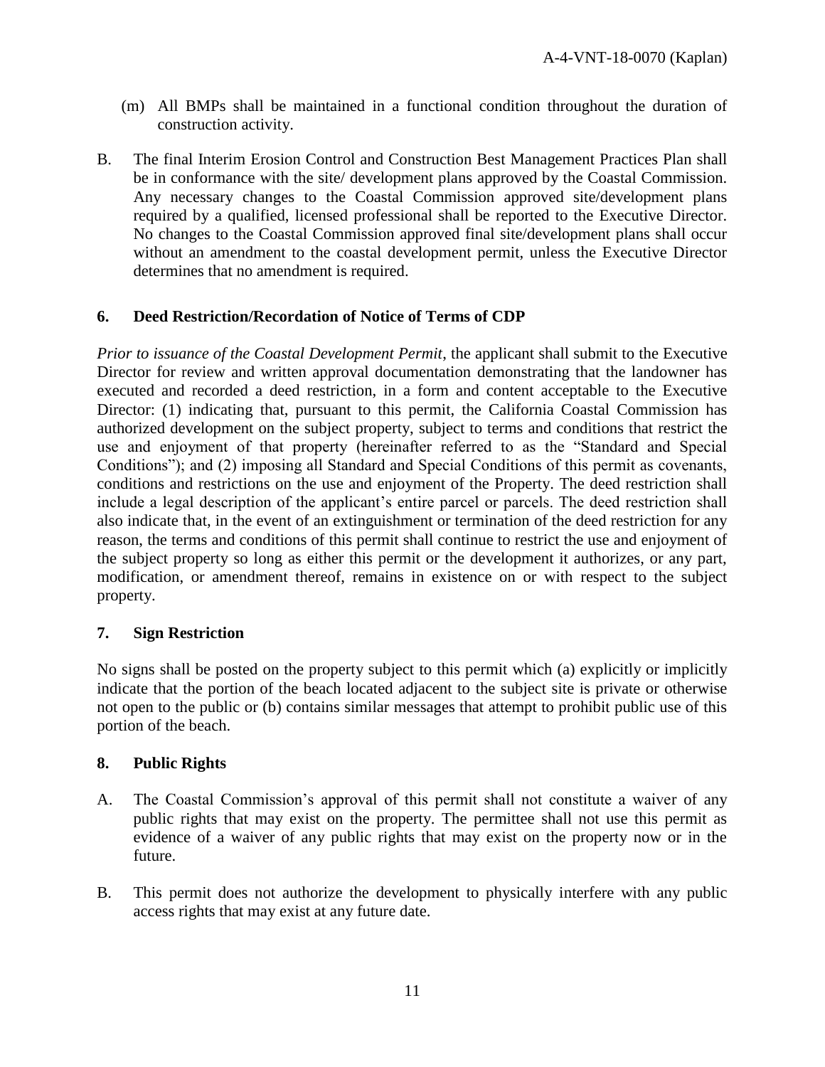(m) All BMPs shall be maintained in a functional condition throughout the duration of construction activity.

B. The final Interim Erosion Control and Construction Best Management Practices Plan shall be in conformance with the site/ development plans approved by the Coastal Commission. Any necessary changes to the Coastal Commission approved site/development plans required by a qualified, licensed professional shall be reported to the Executive Director. No changes to the Coastal Commission approved final site/development plans shall occur without an amendment to the coastal development permit, unless the Executive Director determines that no amendment is required.

**6. Deed Restriction/Recordation of Notice of Terms of CDP**

*Prior to issuance of the Coastal Development Permit*, the applicant shall submit to the Executive Director for review and written approval documentation demonstrating that the landowner has executed and recorded a deed restriction, in a form and content acceptable to the Executive Director: (1) indicating that, pursuant to this permit, the California Coastal Commission has authorized development on the subject property, subject to terms and conditions that restrict the use and enjoyment of that property (hereinafter referred to as the "Standard and Special Conditions"); and (2) imposing all Standard and Special Conditions of this permit as covenants, conditions and restrictions on the use and enjoyment of the Property. The deed restriction shall include a legal description of the applicant's entire parcel or parcels. The deed restriction shall also indicate that, in the event of an extinguishment or termination of the deed restriction for any reason, the terms and conditions of this permit shall continue to restrict the use and enjoyment of the subject property so long as either this permit or the development it authorizes, or any part, modification, or amendment thereof, remains in existence on or with respect to the subject property.

**7. Sign Restriction**

No signs shall be posted on the property subject to this permit which (a) explicitly or implicitly indicate that the portion of the beach located adjacent to the subject site is private or otherwise not open to the public or (b) contains similar messages that attempt to prohibit public use of this portion of the beach.

**8. Public Rights**

A. The Coastal Commission's approval of this permit shall not constitute a waiver of any public rights that may exist on the property. The permittee shall not use this permit as evidence of a waiver of any public rights that may exist on the property now or in the future.

B. This permit does not authorize the development to physically interfere with any public access rights that may exist at any future date.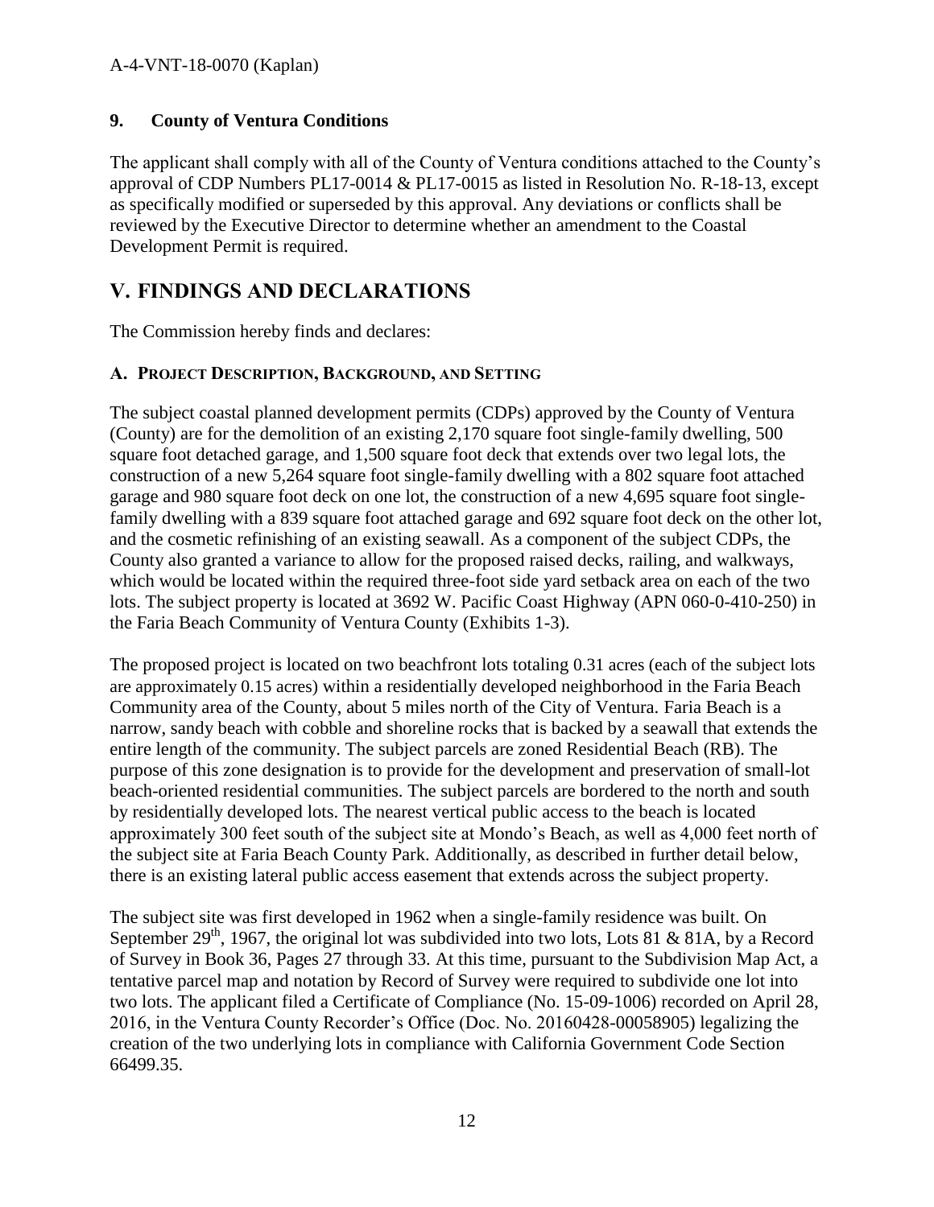### 9. County of Ventura Conditions

The applicant shall comply with all of the County of Ventura conditions attached to the County's approval of CDP Numbers PL17-0014 & PL17-0015 as listed in Resolution No. R-18-13, except as specifically modified or superseded by this approval. Any deviations or conflicts shall be reviewed by the Executive Director to determine whether an amendment to the Coastal Development Permit is required.

# V. FINDINGS AND DECLARATIONS

The Commission hereby finds and declares:

## A. PROJECT DESCRIPTION, BACKGROUND, AND SETTING

The subject coastal planned development permits (CDPs) approved by the County of Ventura (County) are for the demolition of an existing 2,170 square foot single-family dwelling, 500 square foot detached garage, and 1,500 square foot deck that extends over two legal lots, the construction of a new 5,264 square foot single-family dwelling with a 802 square foot attached garage and 980 square foot deck on one lot, the construction of a new 4,695 square foot single-family dwelling with a 839 square foot attached garage and 692 square foot deck on the other lot, and the cosmetic refinishing of an existing seawall. As a component of the subject CDPs, the County also granted a variance to allow for the proposed raised decks, railing, and walkways, which would be located within the required three-foot side yard setback area on each of the two lots. The subject property is located at 3692 W. Pacific Coast Highway (APN 060-0-410-250) in the Faria Beach Community of Ventura County (Exhibits 1-3).

The proposed project is located on two beachfront lots totaling 0.31 acres (each of the subject lots are approximately 0.15 acres) within a residentially developed neighborhood in the Faria Beach Community area of the County, about 5 miles north of the City of Ventura. Faria Beach is a narrow, sandy beach with cobble and shoreline rocks that is backed by a seawall that extends the entire length of the community. The subject parcels are zoned Residential Beach (RB). The purpose of this zone designation is to provide for the development and preservation of small-lot beach-oriented residential communities. The subject parcels are bordered to the north and south by residentially developed lots. The nearest vertical public access to the beach is located approximately 300 feet south of the subject site at Mondo's Beach, as well as 4,000 feet north of the subject site at Faria Beach County Park. Additionally, as described in further detail below, there is an existing lateral public access easement that extends across the subject property.

The subject site was first developed in 1962 when a single-family residence was built. On September 29th, 1967, the original lot was subdivided into two lots, Lots 81 & 81A, by a Record of Survey in Book 36, Pages 27 through 33. At this time, pursuant to the Subdivision Map Act, a tentative parcel map and notation by Record of Survey were required to subdivide one lot into two lots. The applicant filed a Certificate of Compliance (No. 15-09-1006) recorded on April 28, 2016, in the Ventura County Recorder's Office (Doc. No. 20160428-00058905) legalizing the creation of the two underlying lots in compliance with California Government Code Section 66499.35.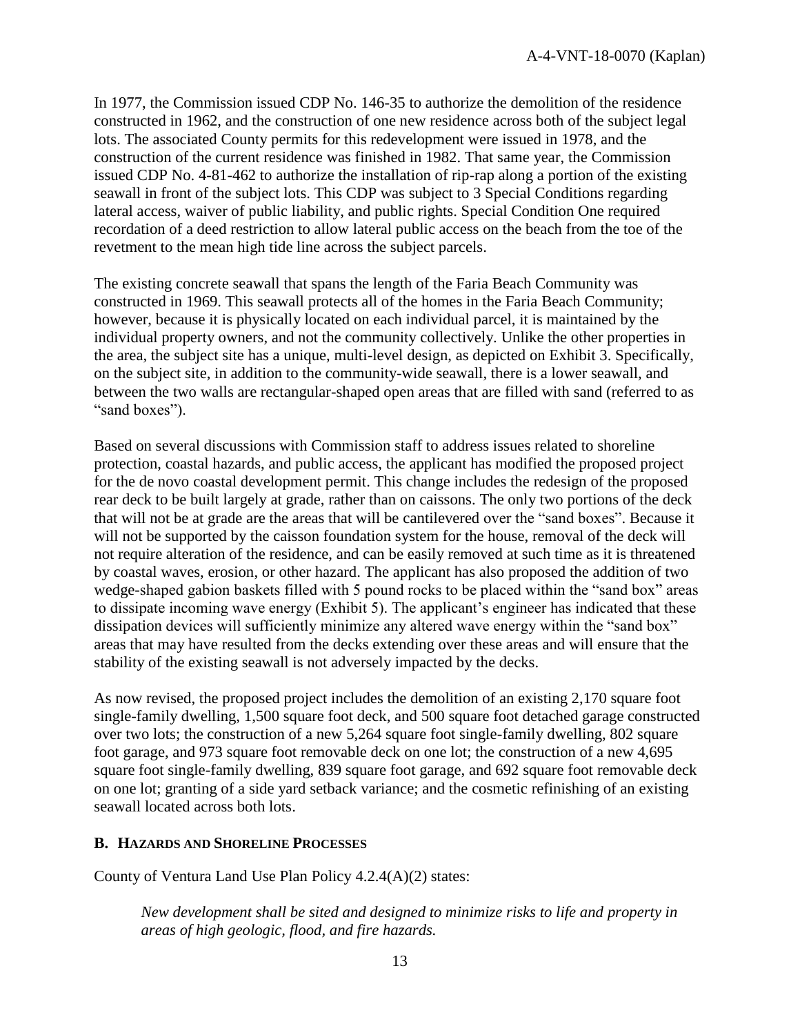In 1977, the Commission issued CDP No. 146-35 to authorize the demolition of the residence constructed in 1962, and the construction of one new residence across both of the subject legal lots. The associated County permits for this redevelopment were issued in 1978, and the construction of the current residence was finished in 1982. That same year, the Commission issued CDP No. 4-81-462 to authorize the installation of rip-rap along a portion of the existing seawall in front of the subject lots. This CDP was subject to 3 Special Conditions regarding lateral access, waiver of public liability, and public rights. Special Condition One required recordation of a deed restriction to allow lateral public access on the beach from the toe of the revetment to the mean high tide line across the subject parcels.

The existing concrete seawall that spans the length of the Faria Beach Community was constructed in 1969. This seawall protects all of the homes in the Faria Beach Community; however, because it is physically located on each individual parcel, it is maintained by the individual property owners, and not the community collectively. Unlike the other properties in the area, the subject site has a unique, multi-level design, as depicted on Exhibit 3. Specifically, on the subject site, in addition to the community-wide seawall, there is a lower seawall, and between the two walls are rectangular-shaped open areas that are filled with sand (referred to as "sand boxes").

Based on several discussions with Commission staff to address issues related to shoreline protection, coastal hazards, and public access, the applicant has modified the proposed project for the de novo coastal development permit. This change includes the redesign of the proposed rear deck to be built largely at grade, rather than on caissons. The only two portions of the deck that will not be at grade are the areas that will be cantilevered over the "sand boxes". Because it will not be supported by the caisson foundation system for the house, removal of the deck will not require alteration of the residence, and can be easily removed at such time as it is threatened by coastal waves, erosion, or other hazard. The applicant has also proposed the addition of two wedge-shaped gabion baskets filled with 5 pound rocks to be placed within the "sand box" areas to dissipate incoming wave energy (Exhibit 5). The applicant's engineer has indicated that these dissipation devices will sufficiently minimize any altered wave energy within the "sand box" areas that may have resulted from the decks extending over these areas and will ensure that the stability of the existing seawall is not adversely impacted by the decks.

As now revised, the proposed project includes the demolition of an existing 2,170 square foot single-family dwelling, 1,500 square foot deck, and 500 square foot detached garage constructed over two lots; the construction of a new 5,264 square foot single-family dwelling, 802 square foot garage, and 973 square foot removable deck on one lot; the construction of a new 4,695 square foot single-family dwelling, 839 square foot garage, and 692 square foot removable deck on one lot; granting of a side yard setback variance; and the cosmetic refinishing of an existing seawall located across both lots.

### B. HAZARDS AND SHORELINE PROCESSES

County of Ventura Land Use Plan Policy 4.2.4(A)(2) states:

> *New development shall be sited and designed to minimize risks to life and property in areas of high geologic, flood, and fire hazards.*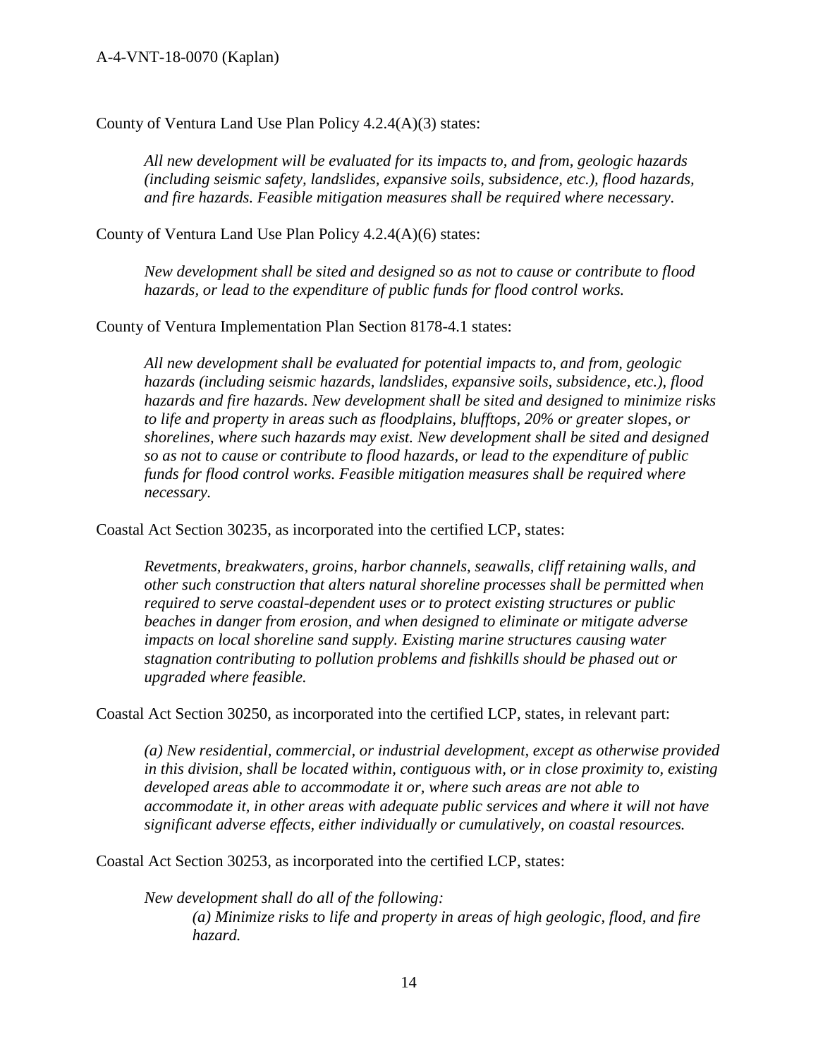County of Ventura Land Use Plan Policy 4.2.4(A)(3) states:

> *All new development will be evaluated for its impacts to, and from, geologic hazards (including seismic safety, landslides, expansive soils, subsidence, etc.), flood hazards, and fire hazards. Feasible mitigation measures shall be required where necessary.*

County of Ventura Land Use Plan Policy 4.2.4(A)(6) states:

> *New development shall be sited and designed so as not to cause or contribute to flood hazards, or lead to the expenditure of public funds for flood control works.*

County of Ventura Implementation Plan Section 8178-4.1 states:

> *All new development shall be evaluated for potential impacts to, and from, geologic hazards (including seismic hazards, landslides, expansive soils, subsidence, etc.), flood hazards and fire hazards. New development shall be sited and designed to minimize risks to life and property in areas such as floodplains, blufftops, 20% or greater slopes, or shorelines, where such hazards may exist. New development shall be sited and designed so as not to cause or contribute to flood hazards, or lead to the expenditure of public funds for flood control works. Feasible mitigation measures shall be required where necessary.*

Coastal Act Section 30235, as incorporated into the certified LCP, states:

> *Revetments, breakwaters, groins, harbor channels, seawalls, cliff retaining walls, and other such construction that alters natural shoreline processes shall be permitted when required to serve coastal-dependent uses or to protect existing structures or public beaches in danger from erosion, and when designed to eliminate or mitigate adverse impacts on local shoreline sand supply. Existing marine structures causing water stagnation contributing to pollution problems and fishkills should be phased out or upgraded where feasible.*

Coastal Act Section 30250, as incorporated into the certified LCP, states, in relevant part:

> *(a) New residential, commercial, or industrial development, except as otherwise provided in this division, shall be located within, contiguous with, or in close proximity to, existing developed areas able to accommodate it or, where such areas are not able to accommodate it, in other areas with adequate public services and where it will not have significant adverse effects, either individually or cumulatively, on coastal resources.*

Coastal Act Section 30253, as incorporated into the certified LCP, states:

> *New development shall do all of the following:*
>
> > *(a) Minimize risks to life and property in areas of high geologic, flood, and fire hazard.*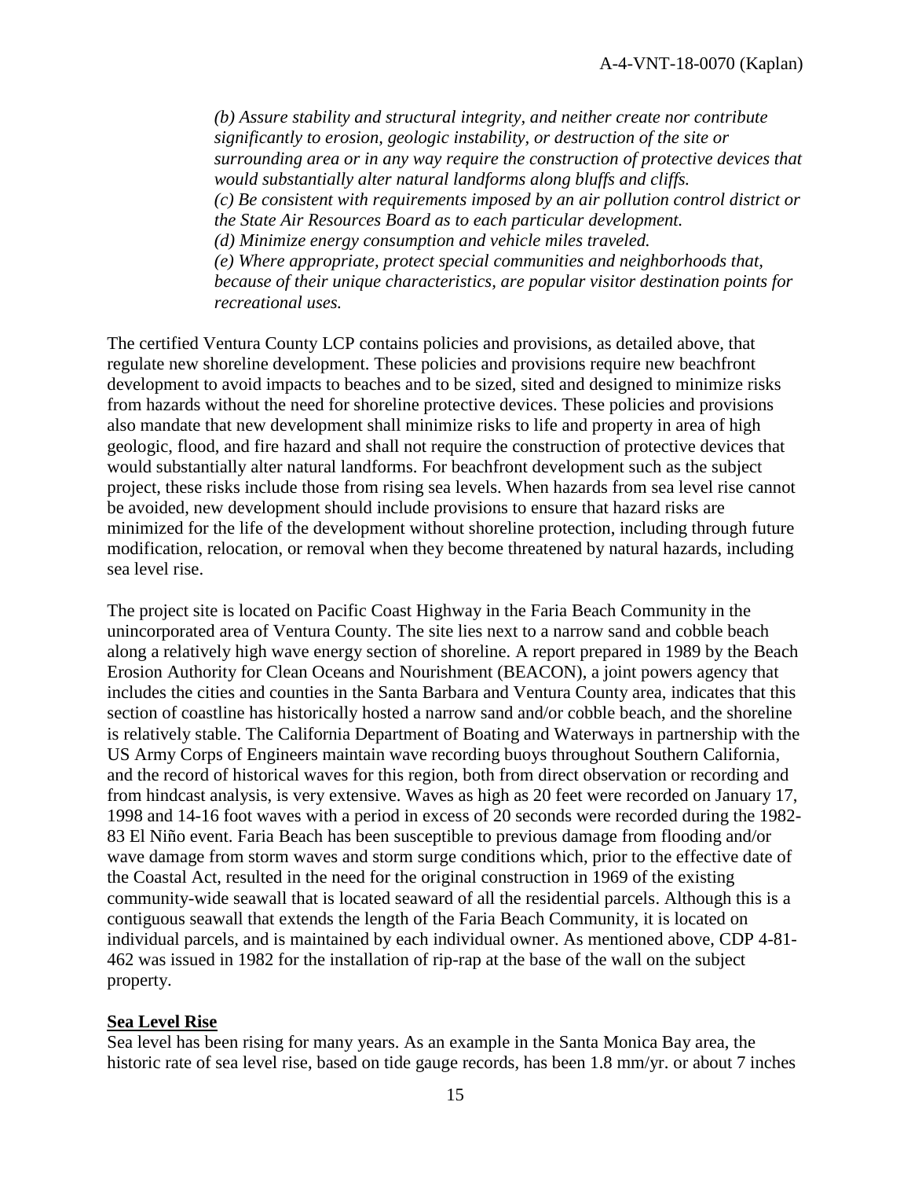*(b) Assure stability and structural integrity, and neither create nor contribute significantly to erosion, geologic instability, or destruction of the site or surrounding area or in any way require the construction of protective devices that would substantially alter natural landforms along bluffs and cliffs.*
*(c) Be consistent with requirements imposed by an air pollution control district or the State Air Resources Board as to each particular development.*
*(d) Minimize energy consumption and vehicle miles traveled.*
*(e) Where appropriate, protect special communities and neighborhoods that, because of their unique characteristics, are popular visitor destination points for recreational uses.*

The certified Ventura County LCP contains policies and provisions, as detailed above, that regulate new shoreline development. These policies and provisions require new beachfront development to avoid impacts to beaches and to be sized, sited and designed to minimize risks from hazards without the need for shoreline protective devices. These policies and provisions also mandate that new development shall minimize risks to life and property in area of high geologic, flood, and fire hazard and shall not require the construction of protective devices that would substantially alter natural landforms. For beachfront development such as the subject project, these risks include those from rising sea levels. When hazards from sea level rise cannot be avoided, new development should include provisions to ensure that hazard risks are minimized for the life of the development without shoreline protection, including through future modification, relocation, or removal when they become threatened by natural hazards, including sea level rise.

The project site is located on Pacific Coast Highway in the Faria Beach Community in the unincorporated area of Ventura County. The site lies next to a narrow sand and cobble beach along a relatively high wave energy section of shoreline. A report prepared in 1989 by the Beach Erosion Authority for Clean Oceans and Nourishment (BEACON), a joint powers agency that includes the cities and counties in the Santa Barbara and Ventura County area, indicates that this section of coastline has historically hosted a narrow sand and/or cobble beach, and the shoreline is relatively stable. The California Department of Boating and Waterways in partnership with the US Army Corps of Engineers maintain wave recording buoys throughout Southern California, and the record of historical waves for this region, both from direct observation or recording and from hindcast analysis, is very extensive. Waves as high as 20 feet were recorded on January 17, 1998 and 14-16 foot waves with a period in excess of 20 seconds were recorded during the 1982-83 El Niño event. Faria Beach has been susceptible to previous damage from flooding and/or wave damage from storm waves and storm surge conditions which, prior to the effective date of the Coastal Act, resulted in the need for the original construction in 1969 of the existing community-wide seawall that is located seaward of all the residential parcels. Although this is a contiguous seawall that extends the length of the Faria Beach Community, it is located on individual parcels, and is maintained by each individual owner. As mentioned above, CDP 4-81-462 was issued in 1982 for the installation of rip-rap at the base of the wall on the subject property.

**Sea Level Rise**

Sea level has been rising for many years. As an example in the Santa Monica Bay area, the historic rate of sea level rise, based on tide gauge records, has been 1.8 mm/yr. or about 7 inches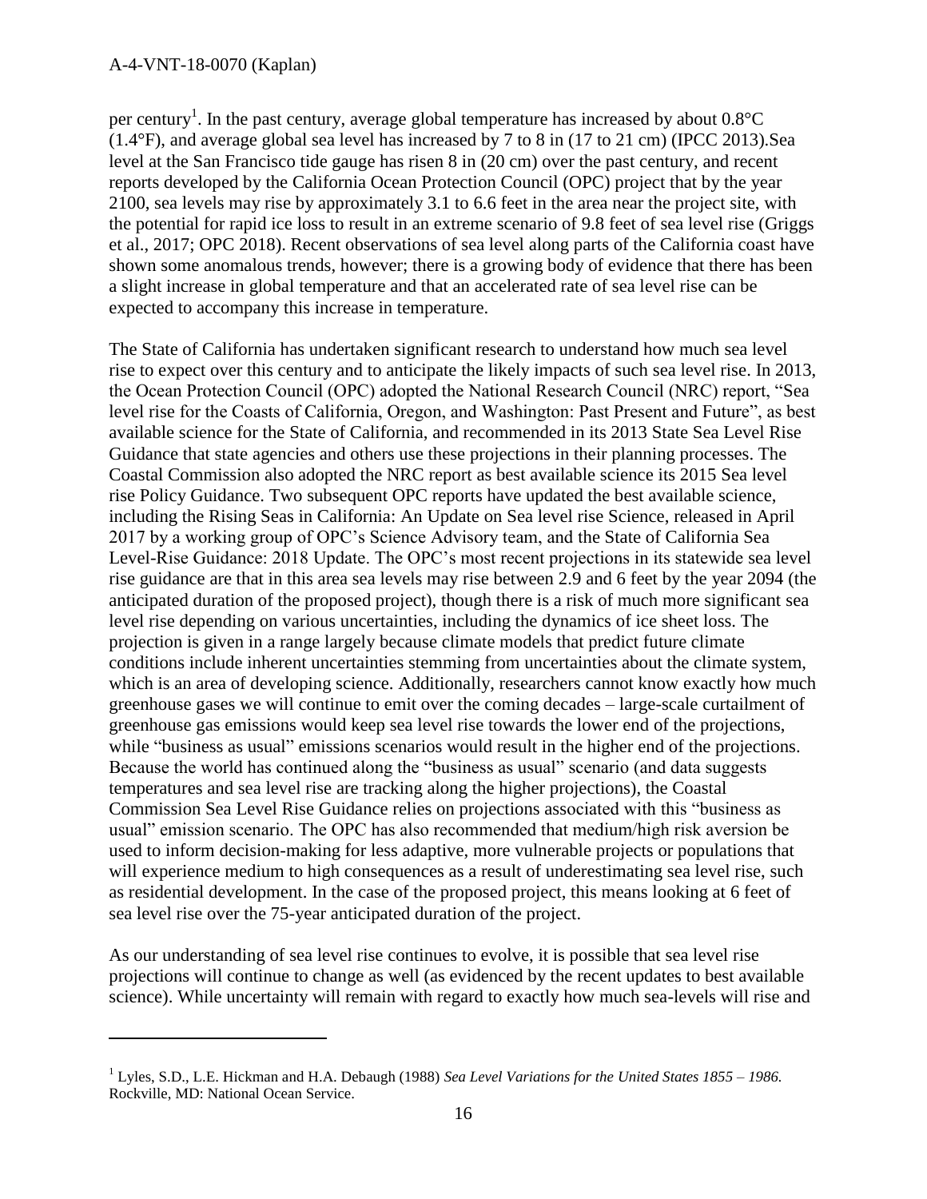per century[1]. In the past century, average global temperature has increased by about 0.8°C (1.4°F), and average global sea level has increased by 7 to 8 in (17 to 21 cm) (IPCC 2013).Sea level at the San Francisco tide gauge has risen 8 in (20 cm) over the past century, and recent reports developed by the California Ocean Protection Council (OPC) project that by the year 2100, sea levels may rise by approximately 3.1 to 6.6 feet in the area near the project site, with the potential for rapid ice loss to result in an extreme scenario of 9.8 feet of sea level rise (Griggs et al., 2017; OPC 2018). Recent observations of sea level along parts of the California coast have shown some anomalous trends, however; there is a growing body of evidence that there has been a slight increase in global temperature and that an accelerated rate of sea level rise can be expected to accompany this increase in temperature.

The State of California has undertaken significant research to understand how much sea level rise to expect over this century and to anticipate the likely impacts of such sea level rise. In 2013, the Ocean Protection Council (OPC) adopted the National Research Council (NRC) report, "Sea level rise for the Coasts of California, Oregon, and Washington: Past Present and Future", as best available science for the State of California, and recommended in its 2013 State Sea Level Rise Guidance that state agencies and others use these projections in their planning processes. The Coastal Commission also adopted the NRC report as best available science its 2015 Sea level rise Policy Guidance. Two subsequent OPC reports have updated the best available science, including the Rising Seas in California: An Update on Sea level rise Science, released in April 2017 by a working group of OPC's Science Advisory team, and the State of California Sea Level-Rise Guidance: 2018 Update. The OPC's most recent projections in its statewide sea level rise guidance are that in this area sea levels may rise between 2.9 and 6 feet by the year 2094 (the anticipated duration of the proposed project), though there is a risk of much more significant sea level rise depending on various uncertainties, including the dynamics of ice sheet loss. The projection is given in a range largely because climate models that predict future climate conditions include inherent uncertainties stemming from uncertainties about the climate system, which is an area of developing science. Additionally, researchers cannot know exactly how much greenhouse gases we will continue to emit over the coming decades – large-scale curtailment of greenhouse gas emissions would keep sea level rise towards the lower end of the projections, while "business as usual" emissions scenarios would result in the higher end of the projections. Because the world has continued along the "business as usual" scenario (and data suggests temperatures and sea level rise are tracking along the higher projections), the Coastal Commission Sea Level Rise Guidance relies on projections associated with this "business as usual" emission scenario. The OPC has also recommended that medium/high risk aversion be used to inform decision-making for less adaptive, more vulnerable projects or populations that will experience medium to high consequences as a result of underestimating sea level rise, such as residential development. In the case of the proposed project, this means looking at 6 feet of sea level rise over the 75-year anticipated duration of the project.

As our understanding of sea level rise continues to evolve, it is possible that sea level rise projections will continue to change as well (as evidenced by the recent updates to best available science). While uncertainty will remain with regard to exactly how much sea-levels will rise and

---

[1] Lyles, S.D., L.E. Hickman and H.A. Debaugh (1988) *Sea Level Variations for the United States 1855 – 1986.* Rockville, MD: National Ocean Service.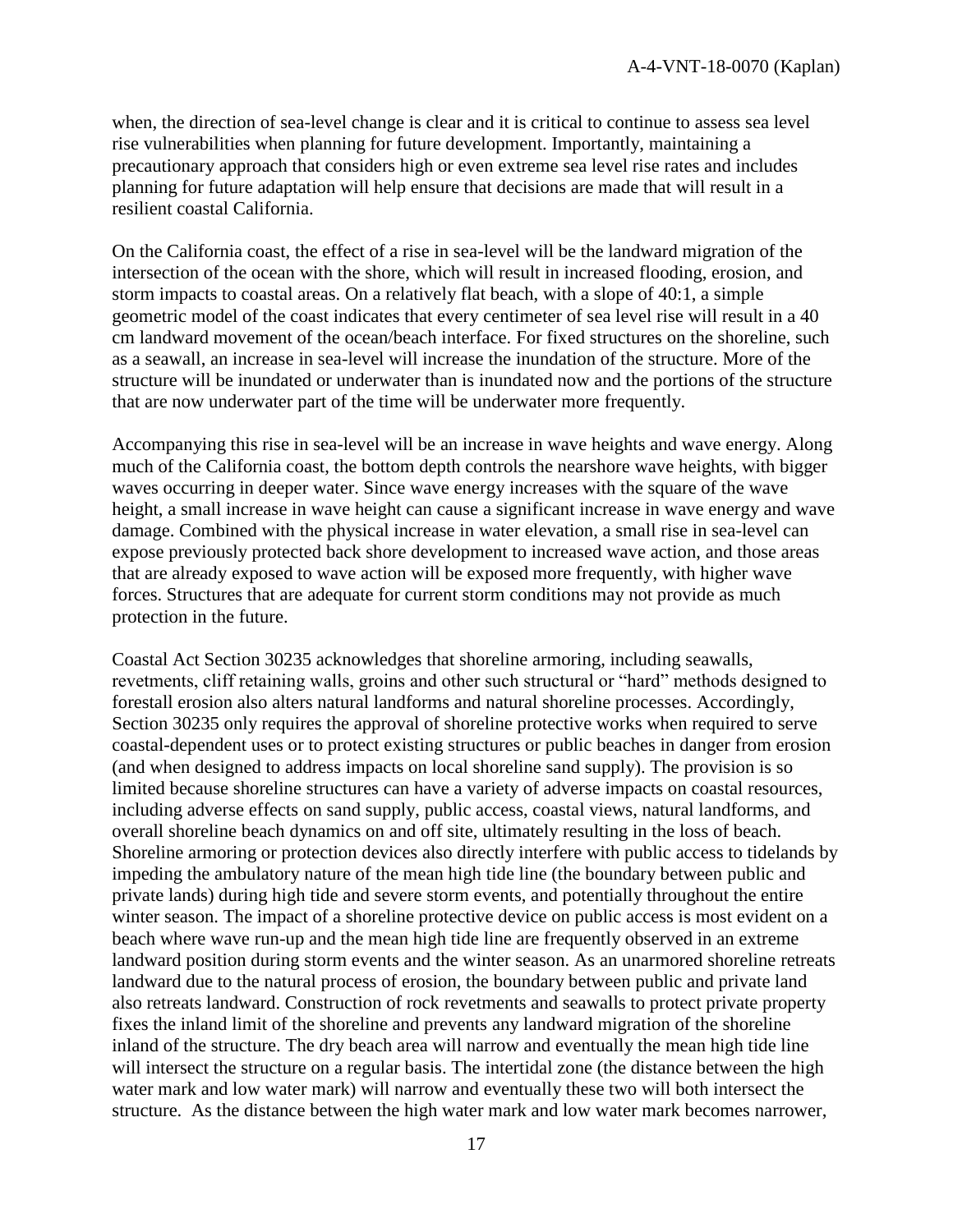when, the direction of sea-level change is clear and it is critical to continue to assess sea level rise vulnerabilities when planning for future development. Importantly, maintaining a precautionary approach that considers high or even extreme sea level rise rates and includes planning for future adaptation will help ensure that decisions are made that will result in a resilient coastal California.

On the California coast, the effect of a rise in sea-level will be the landward migration of the intersection of the ocean with the shore, which will result in increased flooding, erosion, and storm impacts to coastal areas. On a relatively flat beach, with a slope of 40:1, a simple geometric model of the coast indicates that every centimeter of sea level rise will result in a 40 cm landward movement of the ocean/beach interface. For fixed structures on the shoreline, such as a seawall, an increase in sea-level will increase the inundation of the structure. More of the structure will be inundated or underwater than is inundated now and the portions of the structure that are now underwater part of the time will be underwater more frequently.

Accompanying this rise in sea-level will be an increase in wave heights and wave energy. Along much of the California coast, the bottom depth controls the nearshore wave heights, with bigger waves occurring in deeper water. Since wave energy increases with the square of the wave height, a small increase in wave height can cause a significant increase in wave energy and wave damage. Combined with the physical increase in water elevation, a small rise in sea-level can expose previously protected back shore development to increased wave action, and those areas that are already exposed to wave action will be exposed more frequently, with higher wave forces. Structures that are adequate for current storm conditions may not provide as much protection in the future.

Coastal Act Section 30235 acknowledges that shoreline armoring, including seawalls, revetments, cliff retaining walls, groins and other such structural or "hard" methods designed to forestall erosion also alters natural landforms and natural shoreline processes. Accordingly, Section 30235 only requires the approval of shoreline protective works when required to serve coastal-dependent uses or to protect existing structures or public beaches in danger from erosion (and when designed to address impacts on local shoreline sand supply). The provision is so limited because shoreline structures can have a variety of adverse impacts on coastal resources, including adverse effects on sand supply, public access, coastal views, natural landforms, and overall shoreline beach dynamics on and off site, ultimately resulting in the loss of beach. Shoreline armoring or protection devices also directly interfere with public access to tidelands by impeding the ambulatory nature of the mean high tide line (the boundary between public and private lands) during high tide and severe storm events, and potentially throughout the entire winter season. The impact of a shoreline protective device on public access is most evident on a beach where wave run-up and the mean high tide line are frequently observed in an extreme landward position during storm events and the winter season. As an unarmored shoreline retreats landward due to the natural process of erosion, the boundary between public and private land also retreats landward. Construction of rock revetments and seawalls to protect private property fixes the inland limit of the shoreline and prevents any landward migration of the shoreline inland of the structure. The dry beach area will narrow and eventually the mean high tide line will intersect the structure on a regular basis. The intertidal zone (the distance between the high water mark and low water mark) will narrow and eventually these two will both intersect the structure. As the distance between the high water mark and low water mark becomes narrower,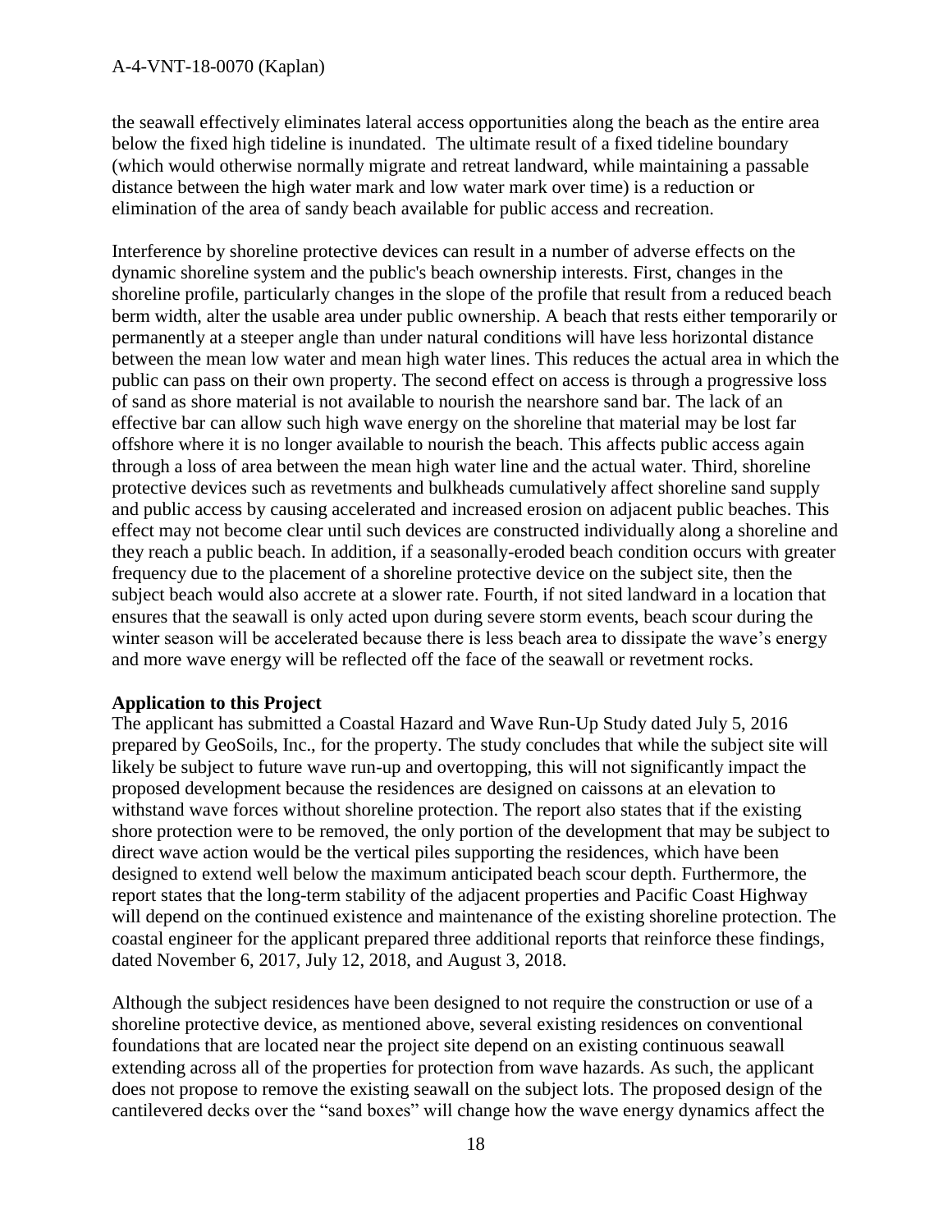the seawall effectively eliminates lateral access opportunities along the beach as the entire area below the fixed high tideline is inundated. The ultimate result of a fixed tideline boundary (which would otherwise normally migrate and retreat landward, while maintaining a passable distance between the high water mark and low water mark over time) is a reduction or elimination of the area of sandy beach available for public access and recreation.

Interference by shoreline protective devices can result in a number of adverse effects on the dynamic shoreline system and the public's beach ownership interests. First, changes in the shoreline profile, particularly changes in the slope of the profile that result from a reduced beach berm width, alter the usable area under public ownership. A beach that rests either temporarily or permanently at a steeper angle than under natural conditions will have less horizontal distance between the mean low water and mean high water lines. This reduces the actual area in which the public can pass on their own property. The second effect on access is through a progressive loss of sand as shore material is not available to nourish the nearshore sand bar. The lack of an effective bar can allow such high wave energy on the shoreline that material may be lost far offshore where it is no longer available to nourish the beach. This affects public access again through a loss of area between the mean high water line and the actual water. Third, shoreline protective devices such as revetments and bulkheads cumulatively affect shoreline sand supply and public access by causing accelerated and increased erosion on adjacent public beaches. This effect may not become clear until such devices are constructed individually along a shoreline and they reach a public beach. In addition, if a seasonally-eroded beach condition occurs with greater frequency due to the placement of a shoreline protective device on the subject site, then the subject beach would also accrete at a slower rate. Fourth, if not sited landward in a location that ensures that the seawall is only acted upon during severe storm events, beach scour during the winter season will be accelerated because there is less beach area to dissipate the wave's energy and more wave energy will be reflected off the face of the seawall or revetment rocks.

**Application to this Project**

The applicant has submitted a Coastal Hazard and Wave Run-Up Study dated July 5, 2016 prepared by GeoSoils, Inc., for the property. The study concludes that while the subject site will likely be subject to future wave run-up and overtopping, this will not significantly impact the proposed development because the residences are designed on caissons at an elevation to withstand wave forces without shoreline protection. The report also states that if the existing shore protection were to be removed, the only portion of the development that may be subject to direct wave action would be the vertical piles supporting the residences, which have been designed to extend well below the maximum anticipated beach scour depth. Furthermore, the report states that the long-term stability of the adjacent properties and Pacific Coast Highway will depend on the continued existence and maintenance of the existing shoreline protection. The coastal engineer for the applicant prepared three additional reports that reinforce these findings, dated November 6, 2017, July 12, 2018, and August 3, 2018.

Although the subject residences have been designed to not require the construction or use of a shoreline protective device, as mentioned above, several existing residences on conventional foundations that are located near the project site depend on an existing continuous seawall extending across all of the properties for protection from wave hazards. As such, the applicant does not propose to remove the existing seawall on the subject lots. The proposed design of the cantilevered decks over the "sand boxes" will change how the wave energy dynamics affect the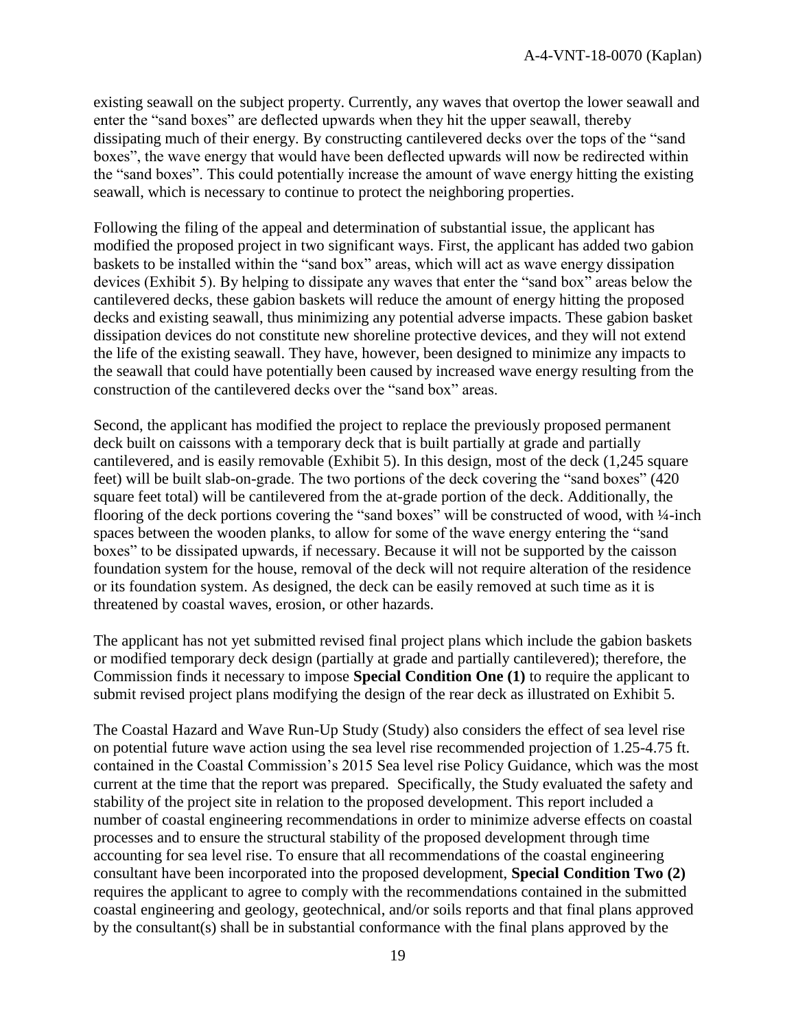existing seawall on the subject property. Currently, any waves that overtop the lower seawall and enter the "sand boxes" are deflected upwards when they hit the upper seawall, thereby dissipating much of their energy. By constructing cantilevered decks over the tops of the "sand boxes", the wave energy that would have been deflected upwards will now be redirected within the "sand boxes". This could potentially increase the amount of wave energy hitting the existing seawall, which is necessary to continue to protect the neighboring properties.

Following the filing of the appeal and determination of substantial issue, the applicant has modified the proposed project in two significant ways. First, the applicant has added two gabion baskets to be installed within the "sand box" areas, which will act as wave energy dissipation devices (Exhibit 5). By helping to dissipate any waves that enter the "sand box" areas below the cantilevered decks, these gabion baskets will reduce the amount of energy hitting the proposed decks and existing seawall, thus minimizing any potential adverse impacts. These gabion basket dissipation devices do not constitute new shoreline protective devices, and they will not extend the life of the existing seawall. They have, however, been designed to minimize any impacts to the seawall that could have potentially been caused by increased wave energy resulting from the construction of the cantilevered decks over the "sand box" areas.

Second, the applicant has modified the project to replace the previously proposed permanent deck built on caissons with a temporary deck that is built partially at grade and partially cantilevered, and is easily removable (Exhibit 5). In this design, most of the deck (1,245 square feet) will be built slab-on-grade. The two portions of the deck covering the "sand boxes" (420 square feet total) will be cantilevered from the at-grade portion of the deck. Additionally, the flooring of the deck portions covering the "sand boxes" will be constructed of wood, with ¼-inch spaces between the wooden planks, to allow for some of the wave energy entering the "sand boxes" to be dissipated upwards, if necessary. Because it will not be supported by the caisson foundation system for the house, removal of the deck will not require alteration of the residence or its foundation system. As designed, the deck can be easily removed at such time as it is threatened by coastal waves, erosion, or other hazards.

The applicant has not yet submitted revised final project plans which include the gabion baskets or modified temporary deck design (partially at grade and partially cantilevered); therefore, the Commission finds it necessary to impose **Special Condition One (1)** to require the applicant to submit revised project plans modifying the design of the rear deck as illustrated on Exhibit 5.

The Coastal Hazard and Wave Run-Up Study (Study) also considers the effect of sea level rise on potential future wave action using the sea level rise recommended projection of 1.25-4.75 ft. contained in the Coastal Commission's 2015 Sea level rise Policy Guidance, which was the most current at the time that the report was prepared. Specifically, the Study evaluated the safety and stability of the project site in relation to the proposed development. This report included a number of coastal engineering recommendations in order to minimize adverse effects on coastal processes and to ensure the structural stability of the proposed development through time accounting for sea level rise. To ensure that all recommendations of the coastal engineering consultant have been incorporated into the proposed development, **Special Condition Two (2)** requires the applicant to agree to comply with the recommendations contained in the submitted coastal engineering and geology, geotechnical, and/or soils reports and that final plans approved by the consultant(s) shall be in substantial conformance with the final plans approved by the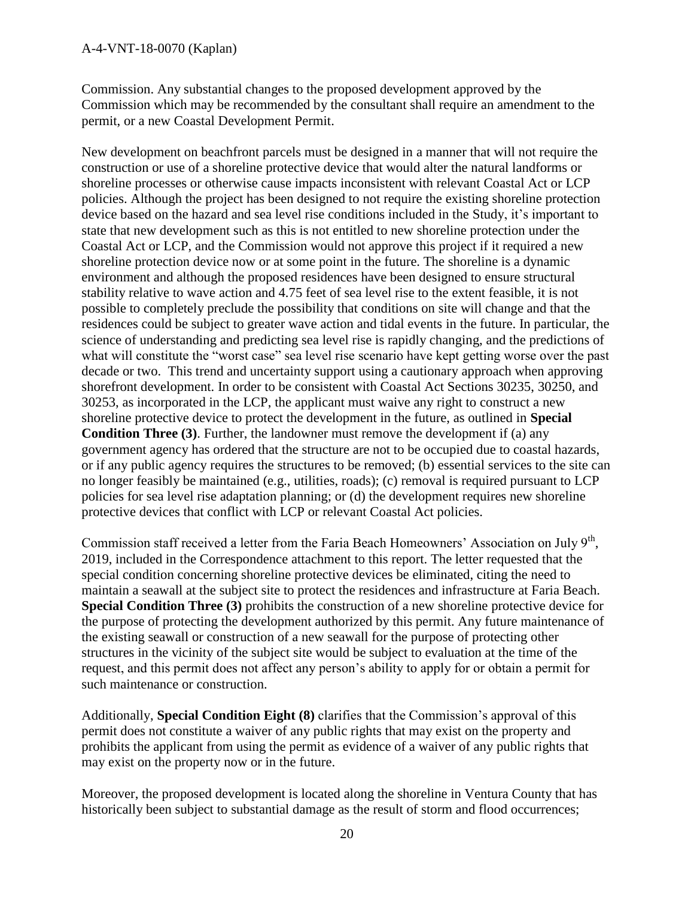Commission. Any substantial changes to the proposed development approved by the Commission which may be recommended by the consultant shall require an amendment to the permit, or a new Coastal Development Permit.

New development on beachfront parcels must be designed in a manner that will not require the construction or use of a shoreline protective device that would alter the natural landforms or shoreline processes or otherwise cause impacts inconsistent with relevant Coastal Act or LCP policies. Although the project has been designed to not require the existing shoreline protection device based on the hazard and sea level rise conditions included in the Study, it's important to state that new development such as this is not entitled to new shoreline protection under the Coastal Act or LCP, and the Commission would not approve this project if it required a new shoreline protection device now or at some point in the future. The shoreline is a dynamic environment and although the proposed residences have been designed to ensure structural stability relative to wave action and 4.75 feet of sea level rise to the extent feasible, it is not possible to completely preclude the possibility that conditions on site will change and that the residences could be subject to greater wave action and tidal events in the future. In particular, the science of understanding and predicting sea level rise is rapidly changing, and the predictions of what will constitute the "worst case" sea level rise scenario have kept getting worse over the past decade or two. This trend and uncertainty support using a cautionary approach when approving shorefront development. In order to be consistent with Coastal Act Sections 30235, 30250, and 30253, as incorporated in the LCP, the applicant must waive any right to construct a new shoreline protective device to protect the development in the future, as outlined in **Special Condition Three (3)**. Further, the landowner must remove the development if (a) any government agency has ordered that the structure are not to be occupied due to coastal hazards, or if any public agency requires the structures to be removed; (b) essential services to the site can no longer feasibly be maintained (e.g., utilities, roads); (c) removal is required pursuant to LCP policies for sea level rise adaptation planning; or (d) the development requires new shoreline protective devices that conflict with LCP or relevant Coastal Act policies.

Commission staff received a letter from the Faria Beach Homeowners' Association on July 9th, 2019, included in the Correspondence attachment to this report. The letter requested that the special condition concerning shoreline protective devices be eliminated, citing the need to maintain a seawall at the subject site to protect the residences and infrastructure at Faria Beach. **Special Condition Three (3)** prohibits the construction of a new shoreline protective device for the purpose of protecting the development authorized by this permit. Any future maintenance of the existing seawall or construction of a new seawall for the purpose of protecting other structures in the vicinity of the subject site would be subject to evaluation at the time of the request, and this permit does not affect any person's ability to apply for or obtain a permit for such maintenance or construction.

Additionally, **Special Condition Eight (8)** clarifies that the Commission's approval of this permit does not constitute a waiver of any public rights that may exist on the property and prohibits the applicant from using the permit as evidence of a waiver of any public rights that may exist on the property now or in the future.

Moreover, the proposed development is located along the shoreline in Ventura County that has historically been subject to substantial damage as the result of storm and flood occurrences;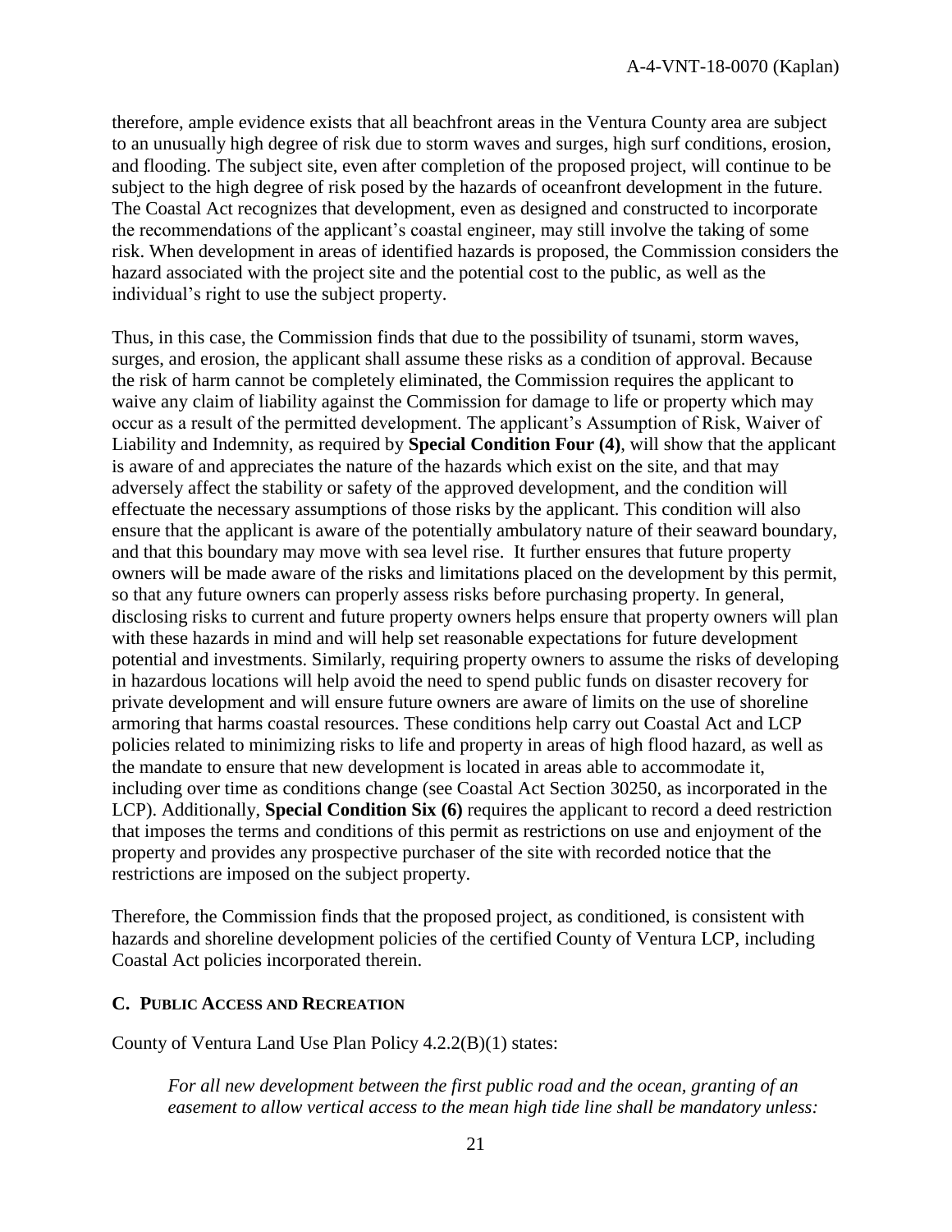therefore, ample evidence exists that all beachfront areas in the Ventura County area are subject to an unusually high degree of risk due to storm waves and surges, high surf conditions, erosion, and flooding. The subject site, even after completion of the proposed project, will continue to be subject to the high degree of risk posed by the hazards of oceanfront development in the future. The Coastal Act recognizes that development, even as designed and constructed to incorporate the recommendations of the applicant's coastal engineer, may still involve the taking of some risk. When development in areas of identified hazards is proposed, the Commission considers the hazard associated with the project site and the potential cost to the public, as well as the individual's right to use the subject property.

Thus, in this case, the Commission finds that due to the possibility of tsunami, storm waves, surges, and erosion, the applicant shall assume these risks as a condition of approval. Because the risk of harm cannot be completely eliminated, the Commission requires the applicant to waive any claim of liability against the Commission for damage to life or property which may occur as a result of the permitted development. The applicant's Assumption of Risk, Waiver of Liability and Indemnity, as required by **Special Condition Four (4)**, will show that the applicant is aware of and appreciates the nature of the hazards which exist on the site, and that may adversely affect the stability or safety of the approved development, and the condition will effectuate the necessary assumptions of those risks by the applicant. This condition will also ensure that the applicant is aware of the potentially ambulatory nature of their seaward boundary, and that this boundary may move with sea level rise. It further ensures that future property owners will be made aware of the risks and limitations placed on the development by this permit, so that any future owners can properly assess risks before purchasing property. In general, disclosing risks to current and future property owners helps ensure that property owners will plan with these hazards in mind and will help set reasonable expectations for future development potential and investments. Similarly, requiring property owners to assume the risks of developing in hazardous locations will help avoid the need to spend public funds on disaster recovery for private development and will ensure future owners are aware of limits on the use of shoreline armoring that harms coastal resources. These conditions help carry out Coastal Act and LCP policies related to minimizing risks to life and property in areas of high flood hazard, as well as the mandate to ensure that new development is located in areas able to accommodate it, including over time as conditions change (see Coastal Act Section 30250, as incorporated in the LCP). Additionally, **Special Condition Six (6)** requires the applicant to record a deed restriction that imposes the terms and conditions of this permit as restrictions on use and enjoyment of the property and provides any prospective purchaser of the site with recorded notice that the restrictions are imposed on the subject property.

Therefore, the Commission finds that the proposed project, as conditioned, is consistent with hazards and shoreline development policies of the certified County of Ventura LCP, including Coastal Act policies incorporated therein.

### C. Public Access and Recreation

County of Ventura Land Use Plan Policy 4.2.2(B)(1) states:

> *For all new development between the first public road and the ocean, granting of an easement to allow vertical access to the mean high tide line shall be mandatory unless:*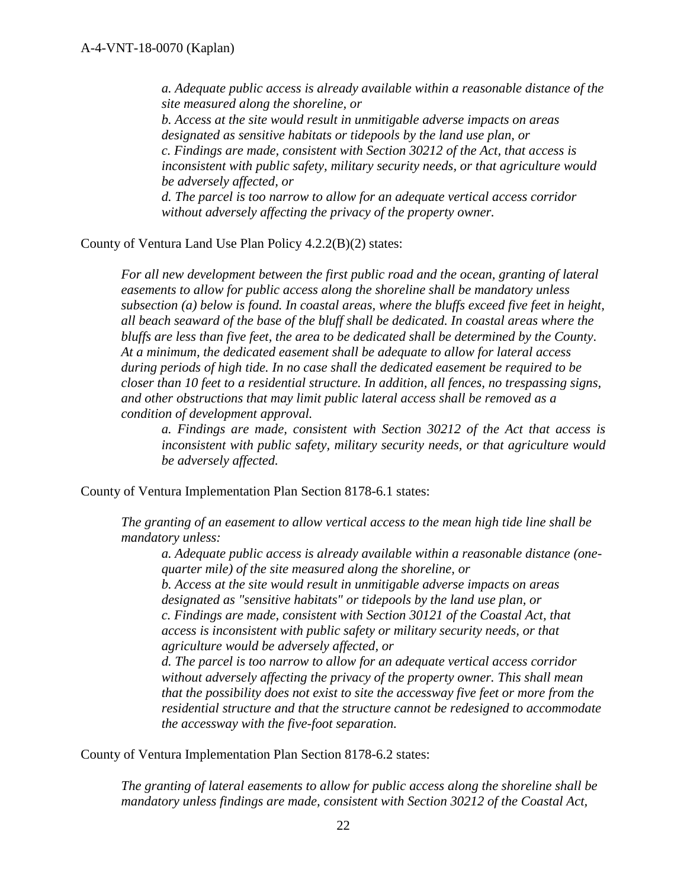*a. Adequate public access is already available within a reasonable distance of the site measured along the shoreline, or*

*b. Access at the site would result in unmitigable adverse impacts on areas designated as sensitive habitats or tidepools by the land use plan, or*

*c. Findings are made, consistent with Section 30212 of the Act, that access is inconsistent with public safety, military security needs, or that agriculture would be adversely affected, or*

*d. The parcel is too narrow to allow for an adequate vertical access corridor without adversely affecting the privacy of the property owner.*

County of Ventura Land Use Plan Policy 4.2.2(B)(2) states:

> *For all new development between the first public road and the ocean, granting of lateral easements to allow for public access along the shoreline shall be mandatory unless subsection (a) below is found. In coastal areas, where the bluffs exceed five feet in height, all beach seaward of the base of the bluff shall be dedicated. In coastal areas where the bluffs are less than five feet, the area to be dedicated shall be determined by the County. At a minimum, the dedicated easement shall be adequate to allow for lateral access during periods of high tide. In no case shall the dedicated easement be required to be closer than 10 feet to a residential structure. In addition, all fences, no trespassing signs, and other obstructions that may limit public lateral access shall be removed as a condition of development approval.*
>
> *a. Findings are made, consistent with Section 30212 of the Act that access is inconsistent with public safety, military security needs, or that agriculture would be adversely affected.*

County of Ventura Implementation Plan Section 8178-6.1 states:

> *The granting of an easement to allow vertical access to the mean high tide line shall be mandatory unless:*
>
> *a. Adequate public access is already available within a reasonable distance (one-quarter mile) of the site measured along the shoreline, or*
>
> *b. Access at the site would result in unmitigable adverse impacts on areas designated as "sensitive habitats" or tidepools by the land use plan, or*
>
> *c. Findings are made, consistent with Section 30121 of the Coastal Act, that access is inconsistent with public safety or military security needs, or that agriculture would be adversely affected, or*
>
> *d. The parcel is too narrow to allow for an adequate vertical access corridor without adversely affecting the privacy of the property owner. This shall mean that the possibility does not exist to site the accessway five feet or more from the residential structure and that the structure cannot be redesigned to accommodate the accessway with the five-foot separation.*

County of Ventura Implementation Plan Section 8178-6.2 states:

> *The granting of lateral easements to allow for public access along the shoreline shall be mandatory unless findings are made, consistent with Section 30212 of the Coastal Act,*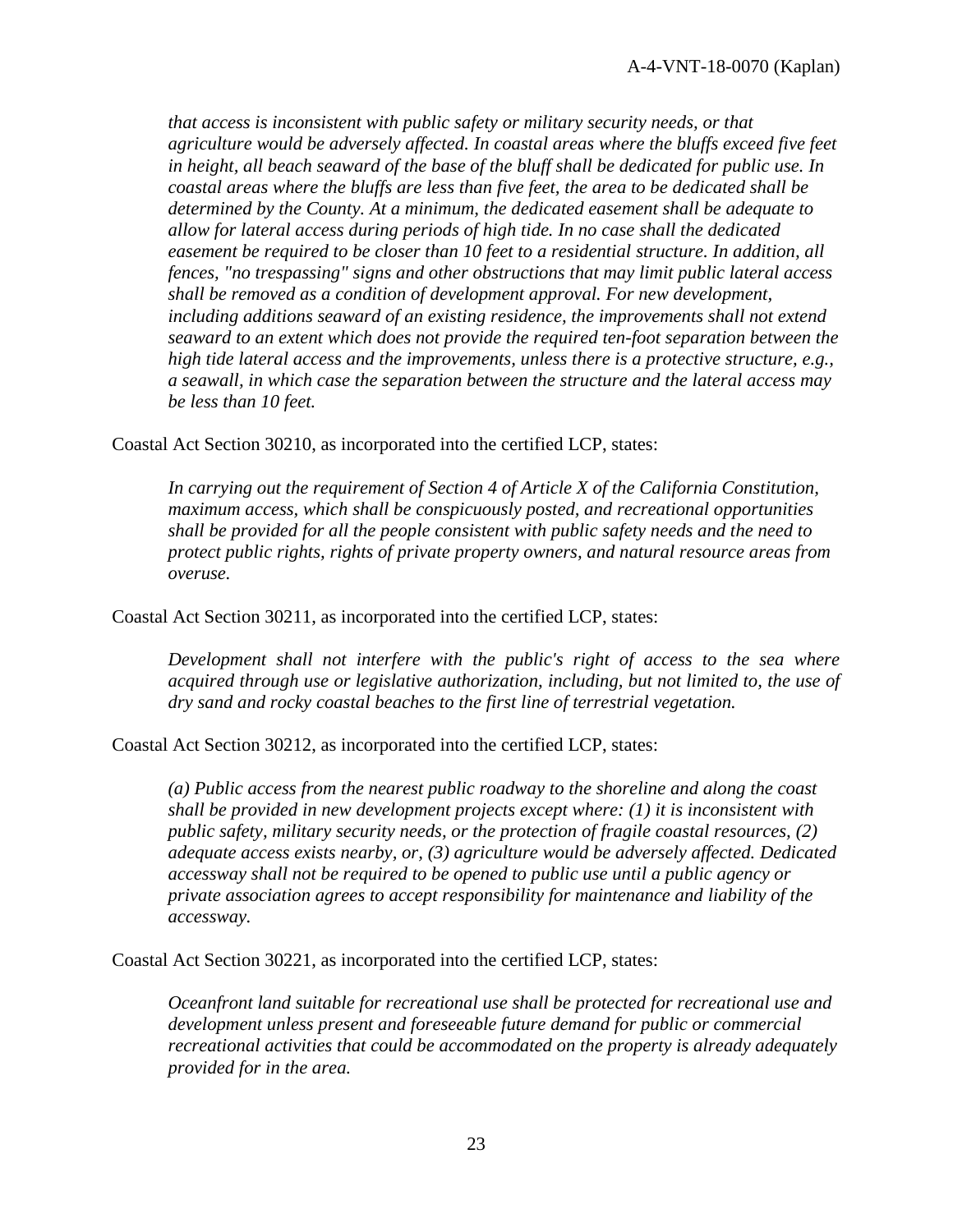*that access is inconsistent with public safety or military security needs, or that agriculture would be adversely affected. In coastal areas where the bluffs exceed five feet in height, all beach seaward of the base of the bluff shall be dedicated for public use. In coastal areas where the bluffs are less than five feet, the area to be dedicated shall be determined by the County. At a minimum, the dedicated easement shall be adequate to allow for lateral access during periods of high tide. In no case shall the dedicated easement be required to be closer than 10 feet to a residential structure. In addition, all fences, "no trespassing" signs and other obstructions that may limit public lateral access shall be removed as a condition of development approval. For new development, including additions seaward of an existing residence, the improvements shall not extend seaward to an extent which does not provide the required ten-foot separation between the high tide lateral access and the improvements, unless there is a protective structure, e.g., a seawall, in which case the separation between the structure and the lateral access may be less than 10 feet.*

Coastal Act Section 30210, as incorporated into the certified LCP, states:

> *In carrying out the requirement of Section 4 of Article X of the California Constitution, maximum access, which shall be conspicuously posted, and recreational opportunities shall be provided for all the people consistent with public safety needs and the need to protect public rights, rights of private property owners, and natural resource areas from overuse.*

Coastal Act Section 30211, as incorporated into the certified LCP, states:

> *Development shall not interfere with the public's right of access to the sea where acquired through use or legislative authorization, including, but not limited to, the use of dry sand and rocky coastal beaches to the first line of terrestrial vegetation.*

Coastal Act Section 30212, as incorporated into the certified LCP, states:

> *(a) Public access from the nearest public roadway to the shoreline and along the coast shall be provided in new development projects except where: (1) it is inconsistent with public safety, military security needs, or the protection of fragile coastal resources, (2) adequate access exists nearby, or, (3) agriculture would be adversely affected. Dedicated accessway shall not be required to be opened to public use until a public agency or private association agrees to accept responsibility for maintenance and liability of the accessway.*

Coastal Act Section 30221, as incorporated into the certified LCP, states:

> *Oceanfront land suitable for recreational use shall be protected for recreational use and development unless present and foreseeable future demand for public or commercial recreational activities that could be accommodated on the property is already adequately provided for in the area.*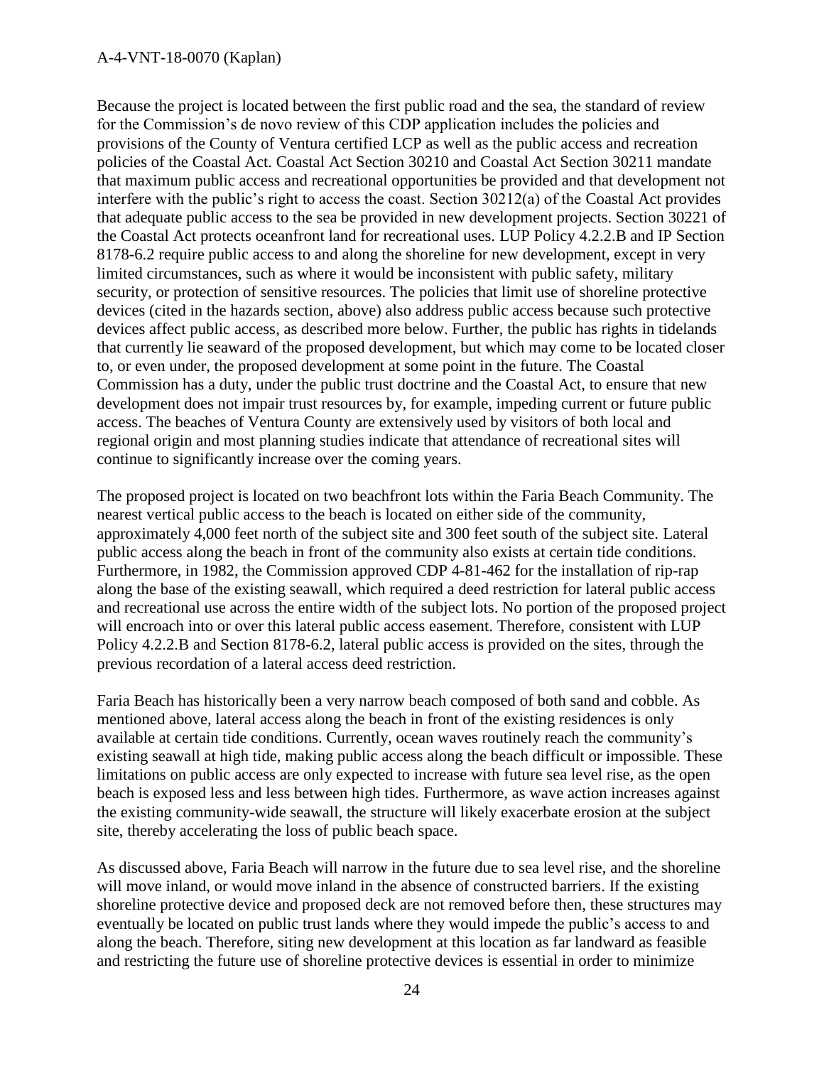Because the project is located between the first public road and the sea, the standard of review for the Commission's de novo review of this CDP application includes the policies and provisions of the County of Ventura certified LCP as well as the public access and recreation policies of the Coastal Act. Coastal Act Section 30210 and Coastal Act Section 30211 mandate that maximum public access and recreational opportunities be provided and that development not interfere with the public's right to access the coast. Section 30212(a) of the Coastal Act provides that adequate public access to the sea be provided in new development projects. Section 30221 of the Coastal Act protects oceanfront land for recreational uses. LUP Policy 4.2.2.B and IP Section 8178-6.2 require public access to and along the shoreline for new development, except in very limited circumstances, such as where it would be inconsistent with public safety, military security, or protection of sensitive resources. The policies that limit use of shoreline protective devices (cited in the hazards section, above) also address public access because such protective devices affect public access, as described more below. Further, the public has rights in tidelands that currently lie seaward of the proposed development, but which may come to be located closer to, or even under, the proposed development at some point in the future. The Coastal Commission has a duty, under the public trust doctrine and the Coastal Act, to ensure that new development does not impair trust resources by, for example, impeding current or future public access. The beaches of Ventura County are extensively used by visitors of both local and regional origin and most planning studies indicate that attendance of recreational sites will continue to significantly increase over the coming years.

The proposed project is located on two beachfront lots within the Faria Beach Community. The nearest vertical public access to the beach is located on either side of the community, approximately 4,000 feet north of the subject site and 300 feet south of the subject site. Lateral public access along the beach in front of the community also exists at certain tide conditions. Furthermore, in 1982, the Commission approved CDP 4-81-462 for the installation of rip-rap along the base of the existing seawall, which required a deed restriction for lateral public access and recreational use across the entire width of the subject lots. No portion of the proposed project will encroach into or over this lateral public access easement. Therefore, consistent with LUP Policy 4.2.2.B and Section 8178-6.2, lateral public access is provided on the sites, through the previous recordation of a lateral access deed restriction.

Faria Beach has historically been a very narrow beach composed of both sand and cobble. As mentioned above, lateral access along the beach in front of the existing residences is only available at certain tide conditions. Currently, ocean waves routinely reach the community's existing seawall at high tide, making public access along the beach difficult or impossible. These limitations on public access are only expected to increase with future sea level rise, as the open beach is exposed less and less between high tides. Furthermore, as wave action increases against the existing community-wide seawall, the structure will likely exacerbate erosion at the subject site, thereby accelerating the loss of public beach space.

As discussed above, Faria Beach will narrow in the future due to sea level rise, and the shoreline will move inland, or would move inland in the absence of constructed barriers. If the existing shoreline protective device and proposed deck are not removed before then, these structures may eventually be located on public trust lands where they would impede the public's access to and along the beach. Therefore, siting new development at this location as far landward as feasible and restricting the future use of shoreline protective devices is essential in order to minimize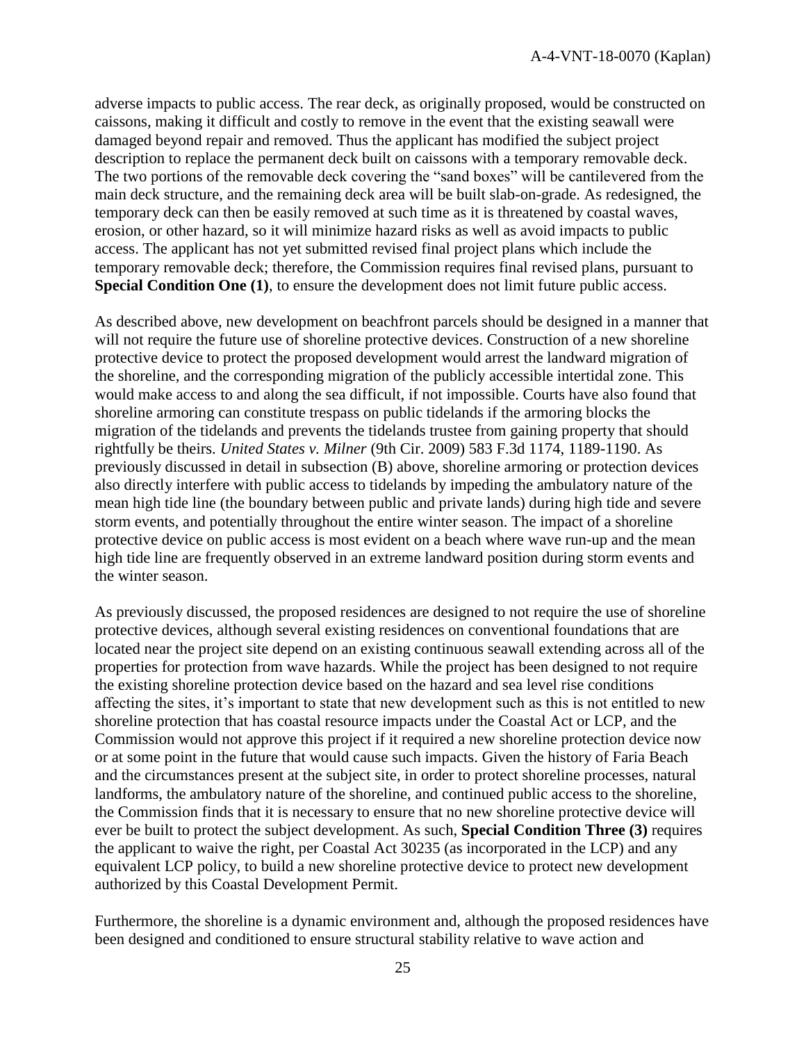adverse impacts to public access. The rear deck, as originally proposed, would be constructed on caissons, making it difficult and costly to remove in the event that the existing seawall were damaged beyond repair and removed. Thus the applicant has modified the subject project description to replace the permanent deck built on caissons with a temporary removable deck. The two portions of the removable deck covering the "sand boxes" will be cantilevered from the main deck structure, and the remaining deck area will be built slab-on-grade. As redesigned, the temporary deck can then be easily removed at such time as it is threatened by coastal waves, erosion, or other hazard, so it will minimize hazard risks as well as avoid impacts to public access. The applicant has not yet submitted revised final project plans which include the temporary removable deck; therefore, the Commission requires final revised plans, pursuant to **Special Condition One (1)**, to ensure the development does not limit future public access.

As described above, new development on beachfront parcels should be designed in a manner that will not require the future use of shoreline protective devices. Construction of a new shoreline protective device to protect the proposed development would arrest the landward migration of the shoreline, and the corresponding migration of the publicly accessible intertidal zone. This would make access to and along the sea difficult, if not impossible. Courts have also found that shoreline armoring can constitute trespass on public tidelands if the armoring blocks the migration of the tidelands and prevents the tidelands trustee from gaining property that should rightfully be theirs. *United States v. Milner* (9th Cir. 2009) 583 F.3d 1174, 1189-1190. As previously discussed in detail in subsection (B) above, shoreline armoring or protection devices also directly interfere with public access to tidelands by impeding the ambulatory nature of the mean high tide line (the boundary between public and private lands) during high tide and severe storm events, and potentially throughout the entire winter season. The impact of a shoreline protective device on public access is most evident on a beach where wave run-up and the mean high tide line are frequently observed in an extreme landward position during storm events and the winter season.

As previously discussed, the proposed residences are designed to not require the use of shoreline protective devices, although several existing residences on conventional foundations that are located near the project site depend on an existing continuous seawall extending across all of the properties for protection from wave hazards. While the project has been designed to not require the existing shoreline protection device based on the hazard and sea level rise conditions affecting the sites, it's important to state that new development such as this is not entitled to new shoreline protection that has coastal resource impacts under the Coastal Act or LCP, and the Commission would not approve this project if it required a new shoreline protection device now or at some point in the future that would cause such impacts. Given the history of Faria Beach and the circumstances present at the subject site, in order to protect shoreline processes, natural landforms, the ambulatory nature of the shoreline, and continued public access to the shoreline, the Commission finds that it is necessary to ensure that no new shoreline protective device will ever be built to protect the subject development. As such, **Special Condition Three (3)** requires the applicant to waive the right, per Coastal Act 30235 (as incorporated in the LCP) and any equivalent LCP policy, to build a new shoreline protective device to protect new development authorized by this Coastal Development Permit.

Furthermore, the shoreline is a dynamic environment and, although the proposed residences have been designed and conditioned to ensure structural stability relative to wave action and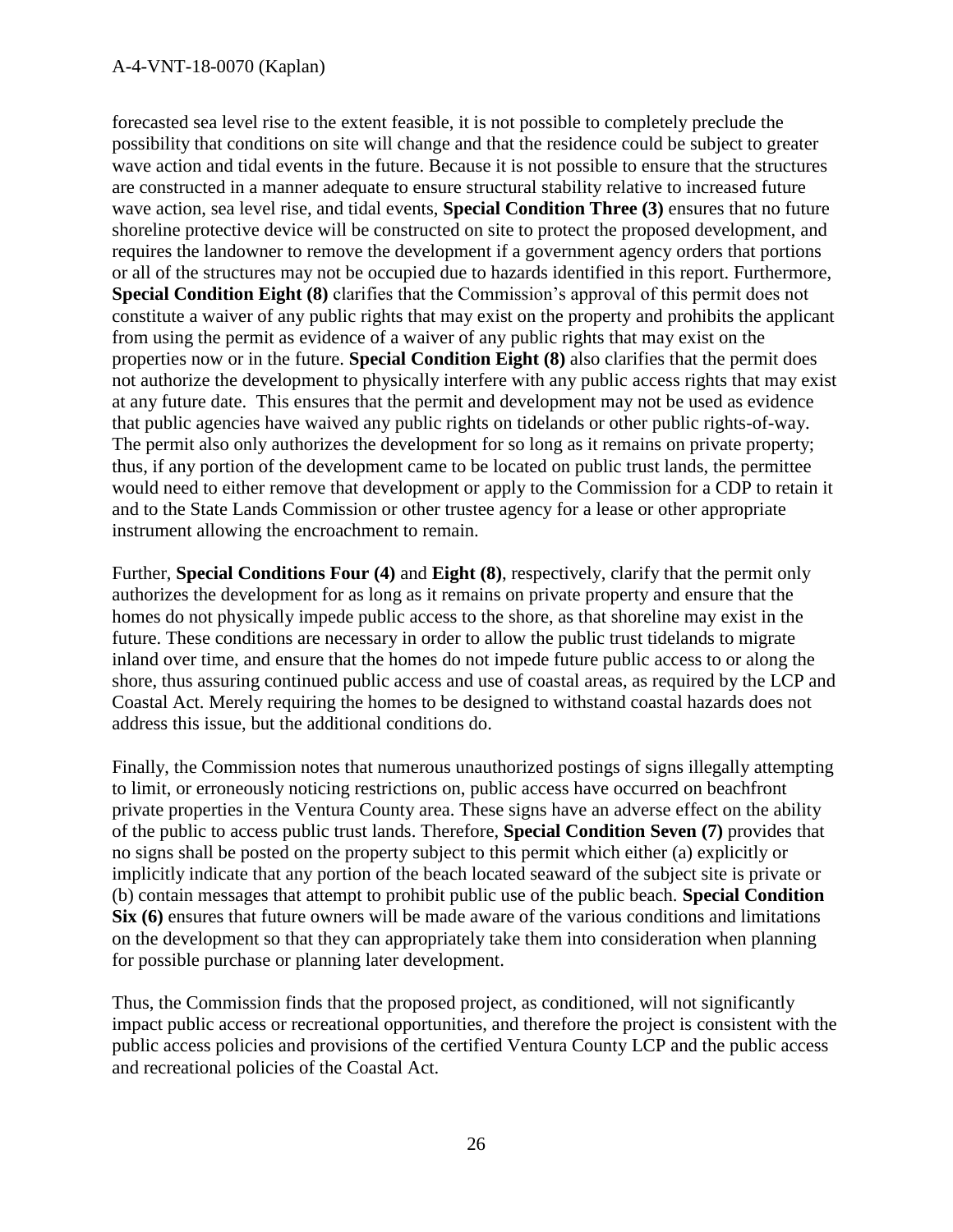forecasted sea level rise to the extent feasible, it is not possible to completely preclude the possibility that conditions on site will change and that the residence could be subject to greater wave action and tidal events in the future. Because it is not possible to ensure that the structures are constructed in a manner adequate to ensure structural stability relative to increased future wave action, sea level rise, and tidal events, **Special Condition Three (3)** ensures that no future shoreline protective device will be constructed on site to protect the proposed development, and requires the landowner to remove the development if a government agency orders that portions or all of the structures may not be occupied due to hazards identified in this report. Furthermore, **Special Condition Eight (8)** clarifies that the Commission's approval of this permit does not constitute a waiver of any public rights that may exist on the property and prohibits the applicant from using the permit as evidence of a waiver of any public rights that may exist on the properties now or in the future. **Special Condition Eight (8)** also clarifies that the permit does not authorize the development to physically interfere with any public access rights that may exist at any future date. This ensures that the permit and development may not be used as evidence that public agencies have waived any public rights on tidelands or other public rights-of-way. The permit also only authorizes the development for so long as it remains on private property; thus, if any portion of the development came to be located on public trust lands, the permittee would need to either remove that development or apply to the Commission for a CDP to retain it and to the State Lands Commission or other trustee agency for a lease or other appropriate instrument allowing the encroachment to remain.

Further, **Special Conditions Four (4)** and **Eight (8)**, respectively, clarify that the permit only authorizes the development for as long as it remains on private property and ensure that the homes do not physically impede public access to the shore, as that shoreline may exist in the future. These conditions are necessary in order to allow the public trust tidelands to migrate inland over time, and ensure that the homes do not impede future public access to or along the shore, thus assuring continued public access and use of coastal areas, as required by the LCP and Coastal Act. Merely requiring the homes to be designed to withstand coastal hazards does not address this issue, but the additional conditions do.

Finally, the Commission notes that numerous unauthorized postings of signs illegally attempting to limit, or erroneously noticing restrictions on, public access have occurred on beachfront private properties in the Ventura County area. These signs have an adverse effect on the ability of the public to access public trust lands. Therefore, **Special Condition Seven (7)** provides that no signs shall be posted on the property subject to this permit which either (a) explicitly or implicitly indicate that any portion of the beach located seaward of the subject site is private or (b) contain messages that attempt to prohibit public use of the public beach. **Special Condition Six (6)** ensures that future owners will be made aware of the various conditions and limitations on the development so that they can appropriately take them into consideration when planning for possible purchase or planning later development.

Thus, the Commission finds that the proposed project, as conditioned, will not significantly impact public access or recreational opportunities, and therefore the project is consistent with the public access policies and provisions of the certified Ventura County LCP and the public access and recreational policies of the Coastal Act.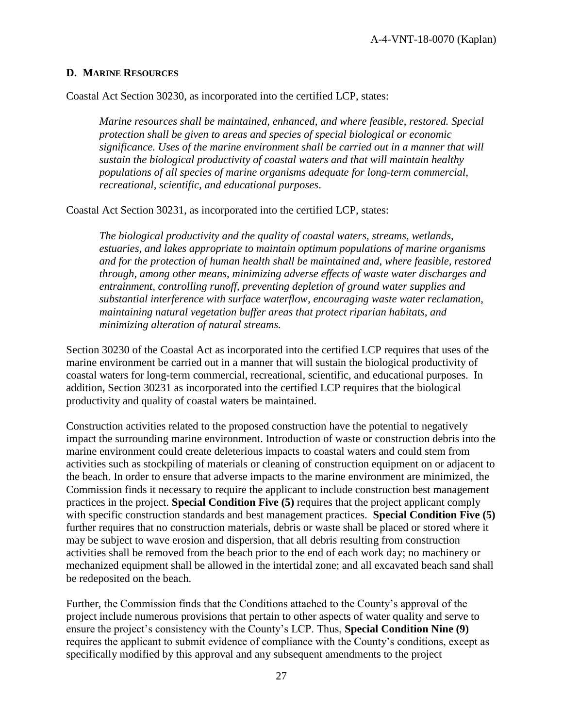### D. MARINE RESOURCES

Coastal Act Section 30230, as incorporated into the certified LCP, states:

> *Marine resources shall be maintained, enhanced, and where feasible, restored. Special protection shall be given to areas and species of special biological or economic significance. Uses of the marine environment shall be carried out in a manner that will sustain the biological productivity of coastal waters and that will maintain healthy populations of all species of marine organisms adequate for long-term commercial, recreational, scientific, and educational purposes*.

Coastal Act Section 30231, as incorporated into the certified LCP, states:

> *The biological productivity and the quality of coastal waters, streams, wetlands, estuaries, and lakes appropriate to maintain optimum populations of marine organisms and for the protection of human health shall be maintained and, where feasible, restored through, among other means, minimizing adverse effects of waste water discharges and entrainment, controlling runoff, preventing depletion of ground water supplies and substantial interference with surface waterflow, encouraging waste water reclamation, maintaining natural vegetation buffer areas that protect riparian habitats, and minimizing alteration of natural streams.*

Section 30230 of the Coastal Act as incorporated into the certified LCP requires that uses of the marine environment be carried out in a manner that will sustain the biological productivity of coastal waters for long-term commercial, recreational, scientific, and educational purposes. In addition, Section 30231 as incorporated into the certified LCP requires that the biological productivity and quality of coastal waters be maintained.

Construction activities related to the proposed construction have the potential to negatively impact the surrounding marine environment. Introduction of waste or construction debris into the marine environment could create deleterious impacts to coastal waters and could stem from activities such as stockpiling of materials or cleaning of construction equipment on or adjacent to the beach. In order to ensure that adverse impacts to the marine environment are minimized, the Commission finds it necessary to require the applicant to include construction best management practices in the project. **Special Condition Five (5)** requires that the project applicant comply with specific construction standards and best management practices. **Special Condition Five (5)** further requires that no construction materials, debris or waste shall be placed or stored where it may be subject to wave erosion and dispersion, that all debris resulting from construction activities shall be removed from the beach prior to the end of each work day; no machinery or mechanized equipment shall be allowed in the intertidal zone; and all excavated beach sand shall be redeposited on the beach.

Further, the Commission finds that the Conditions attached to the County's approval of the project include numerous provisions that pertain to other aspects of water quality and serve to ensure the project's consistency with the County's LCP. Thus, **Special Condition Nine (9)** requires the applicant to submit evidence of compliance with the County's conditions, except as specifically modified by this approval and any subsequent amendments to the project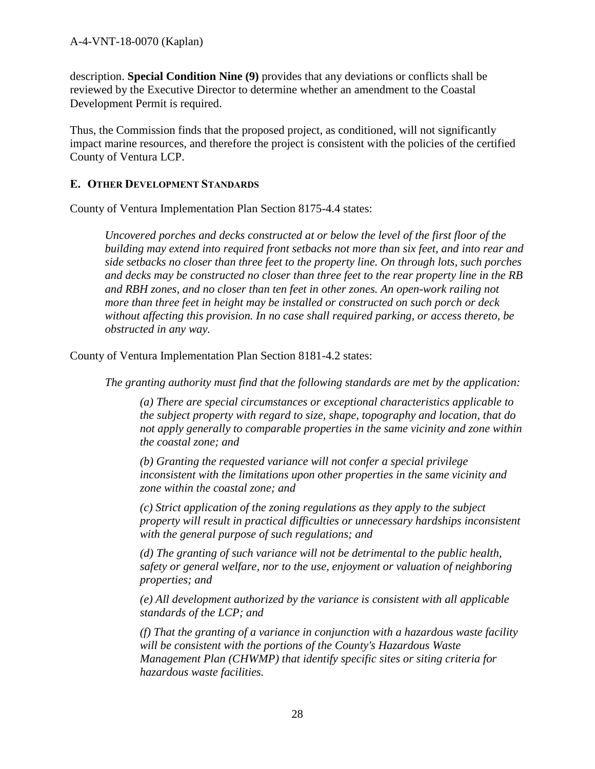description. **Special Condition Nine (9)** provides that any deviations or conflicts shall be reviewed by the Executive Director to determine whether an amendment to the Coastal Development Permit is required.

Thus, the Commission finds that the proposed project, as conditioned, will not significantly impact marine resources, and therefore the project is consistent with the policies of the certified County of Ventura LCP.

### E. OTHER DEVELOPMENT STANDARDS

County of Ventura Implementation Plan Section 8175-4.4 states:

> *Uncovered porches and decks constructed at or below the level of the first floor of the building may extend into required front setbacks not more than six feet, and into rear and side setbacks no closer than three feet to the property line. On through lots, such porches and decks may be constructed no closer than three feet to the rear property line in the RB and RBH zones, and no closer than ten feet in other zones. An open-work railing not more than three feet in height may be installed or constructed on such porch or deck without affecting this provision. In no case shall required parking, or access thereto, be obstructed in any way.*

County of Ventura Implementation Plan Section 8181-4.2 states:

> *The granting authority must find that the following standards are met by the application:*
>
> > *(a) There are special circumstances or exceptional characteristics applicable to the subject property with regard to size, shape, topography and location, that do not apply generally to comparable properties in the same vicinity and zone within the coastal zone; and*
> >
> > *(b) Granting the requested variance will not confer a special privilege inconsistent with the limitations upon other properties in the same vicinity and zone within the coastal zone; and*
> >
> > *(c) Strict application of the zoning regulations as they apply to the subject property will result in practical difficulties or unnecessary hardships inconsistent with the general purpose of such regulations; and*
> >
> > *(d) The granting of such variance will not be detrimental to the public health, safety or general welfare, nor to the use, enjoyment or valuation of neighboring properties; and*
> >
> > *(e) All development authorized by the variance is consistent with all applicable standards of the LCP; and*
> >
> > *(f) That the granting of a variance in conjunction with a hazardous waste facility will be consistent with the portions of the County's Hazardous Waste Management Plan (CHWMP) that identify specific sites or siting criteria for hazardous waste facilities.*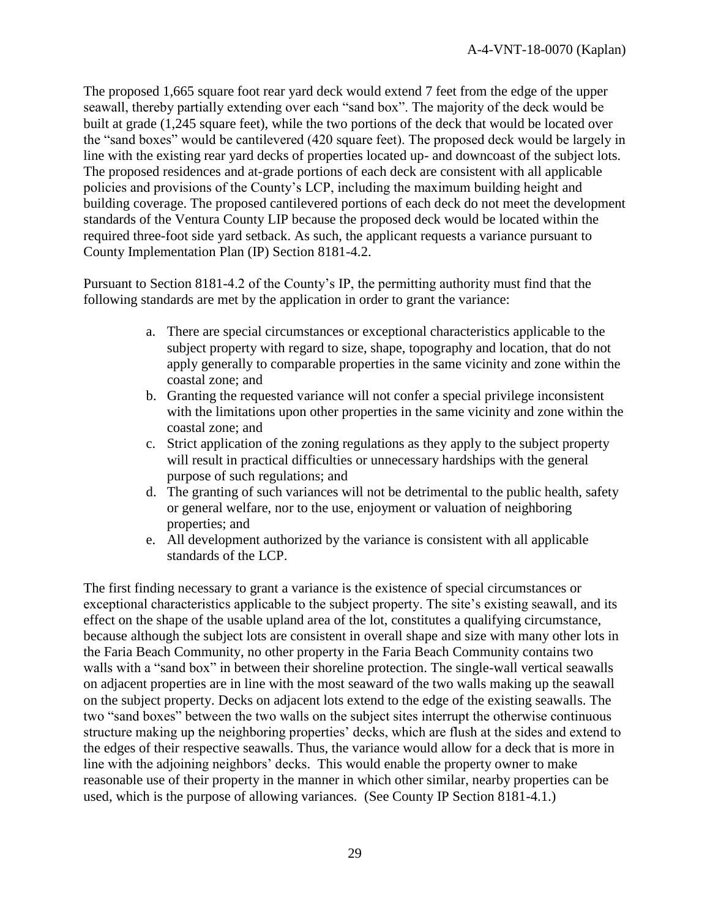The proposed 1,665 square foot rear yard deck would extend 7 feet from the edge of the upper seawall, thereby partially extending over each "sand box". The majority of the deck would be built at grade (1,245 square feet), while the two portions of the deck that would be located over the "sand boxes" would be cantilevered (420 square feet). The proposed deck would be largely in line with the existing rear yard decks of properties located up- and downcoast of the subject lots. The proposed residences and at-grade portions of each deck are consistent with all applicable policies and provisions of the County's LCP, including the maximum building height and building coverage. The proposed cantilevered portions of each deck do not meet the development standards of the Ventura County LIP because the proposed deck would be located within the required three-foot side yard setback. As such, the applicant requests a variance pursuant to County Implementation Plan (IP) Section 8181-4.2.

Pursuant to Section 8181-4.2 of the County's IP, the permitting authority must find that the following standards are met by the application in order to grant the variance:

a. There are special circumstances or exceptional characteristics applicable to the subject property with regard to size, shape, topography and location, that do not apply generally to comparable properties in the same vicinity and zone within the coastal zone; and
b. Granting the requested variance will not confer a special privilege inconsistent with the limitations upon other properties in the same vicinity and zone within the coastal zone; and
c. Strict application of the zoning regulations as they apply to the subject property will result in practical difficulties or unnecessary hardships with the general purpose of such regulations; and
d. The granting of such variances will not be detrimental to the public health, safety or general welfare, nor to the use, enjoyment or valuation of neighboring properties; and
e. All development authorized by the variance is consistent with all applicable standards of the LCP.

The first finding necessary to grant a variance is the existence of special circumstances or exceptional characteristics applicable to the subject property. The site's existing seawall, and its effect on the shape of the usable upland area of the lot, constitutes a qualifying circumstance, because although the subject lots are consistent in overall shape and size with many other lots in the Faria Beach Community, no other property in the Faria Beach Community contains two walls with a "sand box" in between their shoreline protection. The single-wall vertical seawalls on adjacent properties are in line with the most seaward of the two walls making up the seawall on the subject property. Decks on adjacent lots extend to the edge of the existing seawalls. The two "sand boxes" between the two walls on the subject sites interrupt the otherwise continuous structure making up the neighboring properties' decks, which are flush at the sides and extend to the edges of their respective seawalls. Thus, the variance would allow for a deck that is more in line with the adjoining neighbors' decks. This would enable the property owner to make reasonable use of their property in the manner in which other similar, nearby properties can be used, which is the purpose of allowing variances. (See County IP Section 8181-4.1.)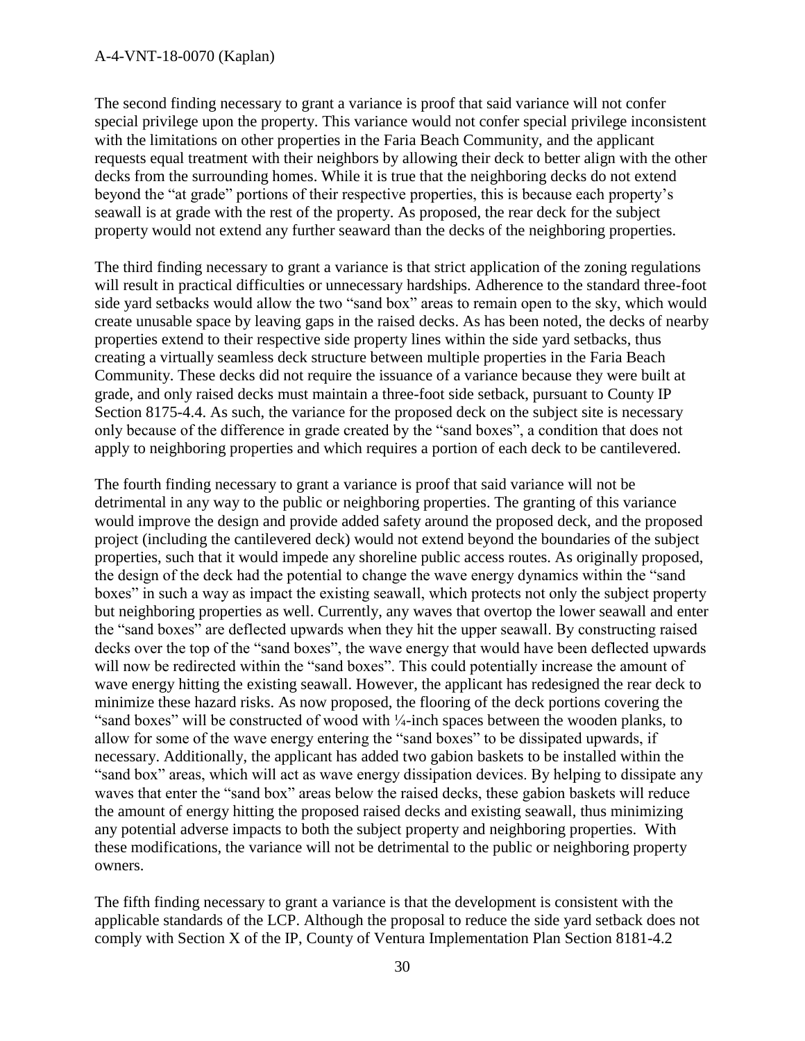The second finding necessary to grant a variance is proof that said variance will not confer special privilege upon the property. This variance would not confer special privilege inconsistent with the limitations on other properties in the Faria Beach Community, and the applicant requests equal treatment with their neighbors by allowing their deck to better align with the other decks from the surrounding homes. While it is true that the neighboring decks do not extend beyond the "at grade" portions of their respective properties, this is because each property's seawall is at grade with the rest of the property. As proposed, the rear deck for the subject property would not extend any further seaward than the decks of the neighboring properties.

The third finding necessary to grant a variance is that strict application of the zoning regulations will result in practical difficulties or unnecessary hardships. Adherence to the standard three-foot side yard setbacks would allow the two "sand box" areas to remain open to the sky, which would create unusable space by leaving gaps in the raised decks. As has been noted, the decks of nearby properties extend to their respective side property lines within the side yard setbacks, thus creating a virtually seamless deck structure between multiple properties in the Faria Beach Community. These decks did not require the issuance of a variance because they were built at grade, and only raised decks must maintain a three-foot side setback, pursuant to County IP Section 8175-4.4. As such, the variance for the proposed deck on the subject site is necessary only because of the difference in grade created by the "sand boxes", a condition that does not apply to neighboring properties and which requires a portion of each deck to be cantilevered.

The fourth finding necessary to grant a variance is proof that said variance will not be detrimental in any way to the public or neighboring properties. The granting of this variance would improve the design and provide added safety around the proposed deck, and the proposed project (including the cantilevered deck) would not extend beyond the boundaries of the subject properties, such that it would impede any shoreline public access routes. As originally proposed, the design of the deck had the potential to change the wave energy dynamics within the "sand boxes" in such a way as impact the existing seawall, which protects not only the subject property but neighboring properties as well. Currently, any waves that overtop the lower seawall and enter the "sand boxes" are deflected upwards when they hit the upper seawall. By constructing raised decks over the top of the "sand boxes", the wave energy that would have been deflected upwards will now be redirected within the "sand boxes". This could potentially increase the amount of wave energy hitting the existing seawall. However, the applicant has redesigned the rear deck to minimize these hazard risks. As now proposed, the flooring of the deck portions covering the "sand boxes" will be constructed of wood with ¼-inch spaces between the wooden planks, to allow for some of the wave energy entering the "sand boxes" to be dissipated upwards, if necessary. Additionally, the applicant has added two gabion baskets to be installed within the "sand box" areas, which will act as wave energy dissipation devices. By helping to dissipate any waves that enter the "sand box" areas below the raised decks, these gabion baskets will reduce the amount of energy hitting the proposed raised decks and existing seawall, thus minimizing any potential adverse impacts to both the subject property and neighboring properties. With these modifications, the variance will not be detrimental to the public or neighboring property owners.

The fifth finding necessary to grant a variance is that the development is consistent with the applicable standards of the LCP. Although the proposal to reduce the side yard setback does not comply with Section X of the IP, County of Ventura Implementation Plan Section 8181-4.2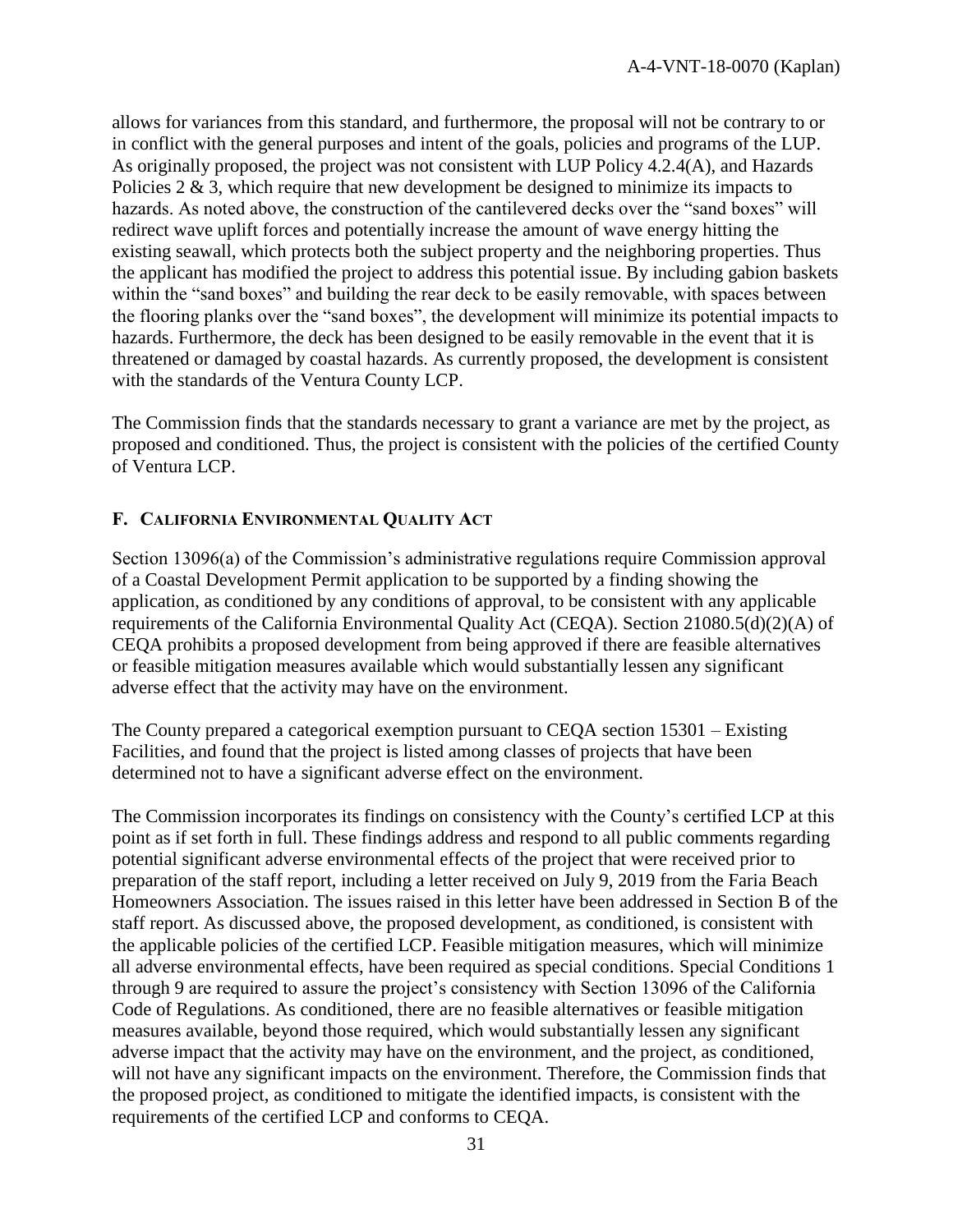allows for variances from this standard, and furthermore, the proposal will not be contrary to or in conflict with the general purposes and intent of the goals, policies and programs of the LUP. As originally proposed, the project was not consistent with LUP Policy 4.2.4(A), and Hazards Policies 2 & 3, which require that new development be designed to minimize its impacts to hazards. As noted above, the construction of the cantilevered decks over the "sand boxes" will redirect wave uplift forces and potentially increase the amount of wave energy hitting the existing seawall, which protects both the subject property and the neighboring properties. Thus the applicant has modified the project to address this potential issue. By including gabion baskets within the "sand boxes" and building the rear deck to be easily removable, with spaces between the flooring planks over the "sand boxes", the development will minimize its potential impacts to hazards. Furthermore, the deck has been designed to be easily removable in the event that it is threatened or damaged by coastal hazards. As currently proposed, the development is consistent with the standards of the Ventura County LCP.

The Commission finds that the standards necessary to grant a variance are met by the project, as proposed and conditioned. Thus, the project is consistent with the policies of the certified County of Ventura LCP.

## F. California Environmental Quality Act

Section 13096(a) of the Commission's administrative regulations require Commission approval of a Coastal Development Permit application to be supported by a finding showing the application, as conditioned by any conditions of approval, to be consistent with any applicable requirements of the California Environmental Quality Act (CEQA). Section 21080.5(d)(2)(A) of CEQA prohibits a proposed development from being approved if there are feasible alternatives or feasible mitigation measures available which would substantially lessen any significant adverse effect that the activity may have on the environment.

The County prepared a categorical exemption pursuant to CEQA section 15301 – Existing Facilities, and found that the project is listed among classes of projects that have been determined not to have a significant adverse effect on the environment.

The Commission incorporates its findings on consistency with the County's certified LCP at this point as if set forth in full. These findings address and respond to all public comments regarding potential significant adverse environmental effects of the project that were received prior to preparation of the staff report, including a letter received on July 9, 2019 from the Faria Beach Homeowners Association. The issues raised in this letter have been addressed in Section B of the staff report. As discussed above, the proposed development, as conditioned, is consistent with the applicable policies of the certified LCP. Feasible mitigation measures, which will minimize all adverse environmental effects, have been required as special conditions. Special Conditions 1 through 9 are required to assure the project's consistency with Section 13096 of the California Code of Regulations. As conditioned, there are no feasible alternatives or feasible mitigation measures available, beyond those required, which would substantially lessen any significant adverse impact that the activity may have on the environment, and the project, as conditioned, will not have any significant impacts on the environment. Therefore, the Commission finds that the proposed project, as conditioned to mitigate the identified impacts, is consistent with the requirements of the certified LCP and conforms to CEQA.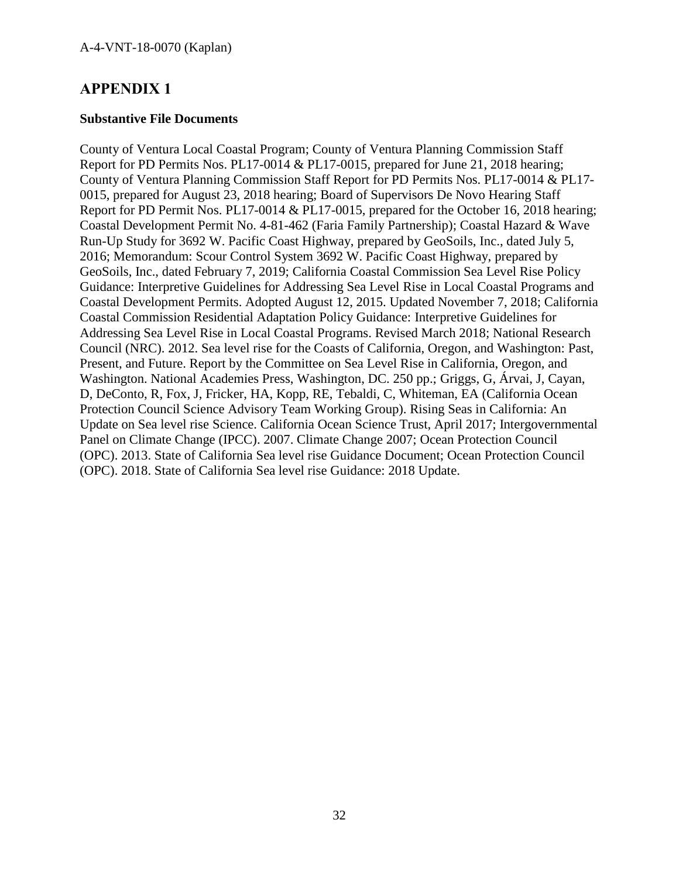# APPENDIX 1

**Substantive File Documents**

County of Ventura Local Coastal Program; County of Ventura Planning Commission Staff Report for PD Permits Nos. PL17-0014 & PL17-0015, prepared for June 21, 2018 hearing; County of Ventura Planning Commission Staff Report for PD Permits Nos. PL17-0014 & PL17-0015, prepared for August 23, 2018 hearing; Board of Supervisors De Novo Hearing Staff Report for PD Permit Nos. PL17-0014 & PL17-0015, prepared for the October 16, 2018 hearing; Coastal Development Permit No. 4-81-462 (Faria Family Partnership); Coastal Hazard & Wave Run-Up Study for 3692 W. Pacific Coast Highway, prepared by GeoSoils, Inc., dated July 5, 2016; Memorandum: Scour Control System 3692 W. Pacific Coast Highway, prepared by GeoSoils, Inc., dated February 7, 2019; California Coastal Commission Sea Level Rise Policy Guidance: Interpretive Guidelines for Addressing Sea Level Rise in Local Coastal Programs and Coastal Development Permits. Adopted August 12, 2015. Updated November 7, 2018; California Coastal Commission Residential Adaptation Policy Guidance: Interpretive Guidelines for Addressing Sea Level Rise in Local Coastal Programs. Revised March 2018; National Research Council (NRC). 2012. Sea level rise for the Coasts of California, Oregon, and Washington: Past, Present, and Future. Report by the Committee on Sea Level Rise in California, Oregon, and Washington. National Academies Press, Washington, DC. 250 pp.; Griggs, G, Árvai, J, Cayan, D, DeConto, R, Fox, J, Fricker, HA, Kopp, RE, Tebaldi, C, Whiteman, EA (California Ocean Protection Council Science Advisory Team Working Group). Rising Seas in California: An Update on Sea level rise Science. California Ocean Science Trust, April 2017; Intergovernmental Panel on Climate Change (IPCC). 2007. Climate Change 2007; Ocean Protection Council (OPC). 2013. State of California Sea level rise Guidance Document; Ocean Protection Council (OPC). 2018. State of California Sea level rise Guidance: 2018 Update.